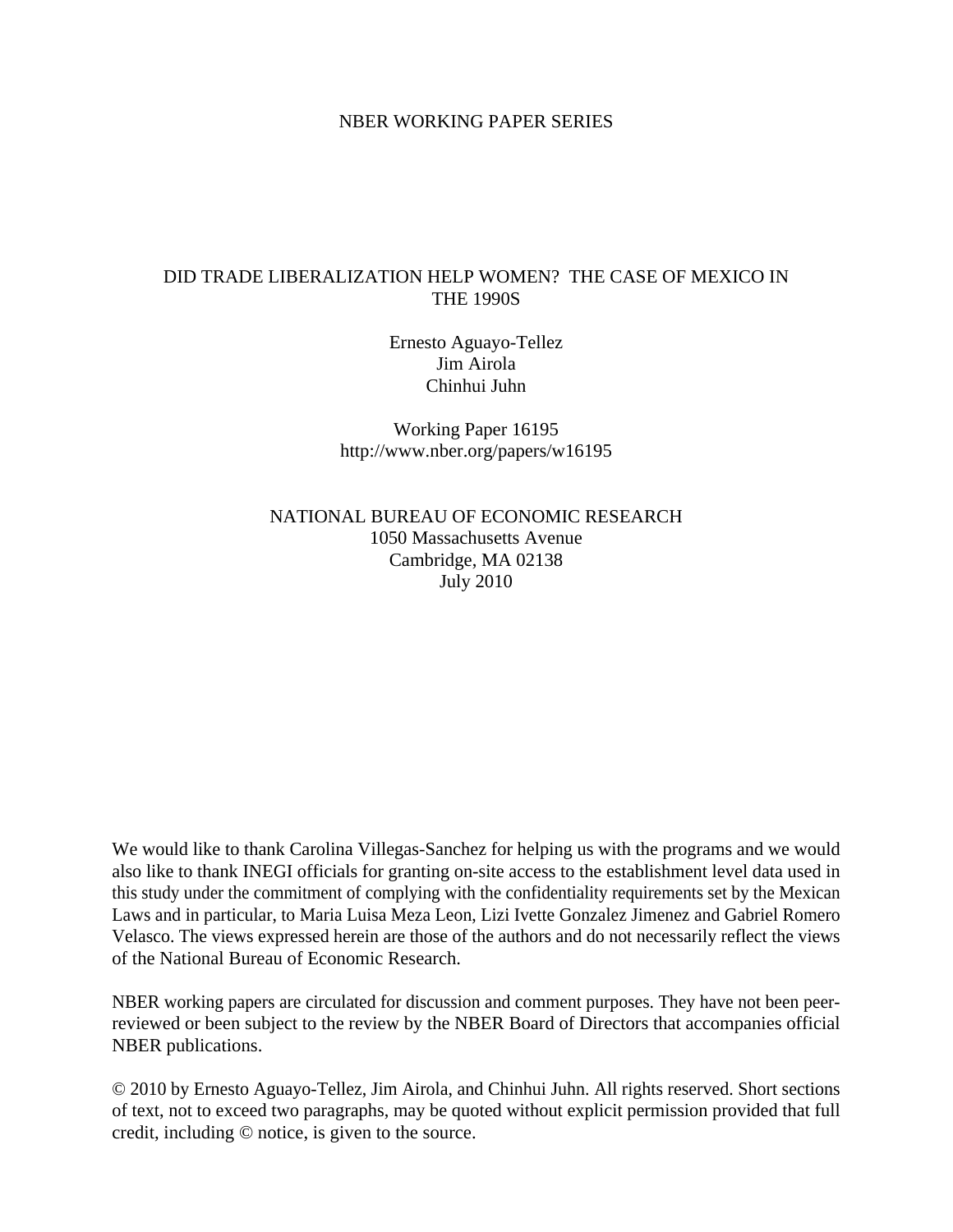NBER WORKING PAPER SERIES

# DID TRADE LIBERALIZATION HELP WOMEN? THE CASE OF MEXICO IN THE 1990S

Ernesto Aguayo-Tellez
Jim Airola
Chinhui Juhn

Working Paper 16195
http://www.nber.org/papers/w16195

NATIONAL BUREAU OF ECONOMIC RESEARCH
1050 Massachusetts Avenue
Cambridge, MA 02138
July 2010

We would like to thank Carolina Villegas-Sanchez for helping us with the programs and we would also like to thank INEGI officials for granting on-site access to the establishment level data used in this study under the commitment of complying with the confidentiality requirements set by the Mexican Laws and in particular, to Maria Luisa Meza Leon, Lizi Ivette Gonzalez Jimenez and Gabriel Romero Velasco. The views expressed herein are those of the authors and do not necessarily reflect the views of the National Bureau of Economic Research.

NBER working papers are circulated for discussion and comment purposes. They have not been peer-reviewed or been subject to the review by the NBER Board of Directors that accompanies official NBER publications.

© 2010 by Ernesto Aguayo-Tellez, Jim Airola, and Chinhui Juhn. All rights reserved. Short sections of text, not to exceed two paragraphs, may be quoted without explicit permission provided that full credit, including © notice, is given to the source.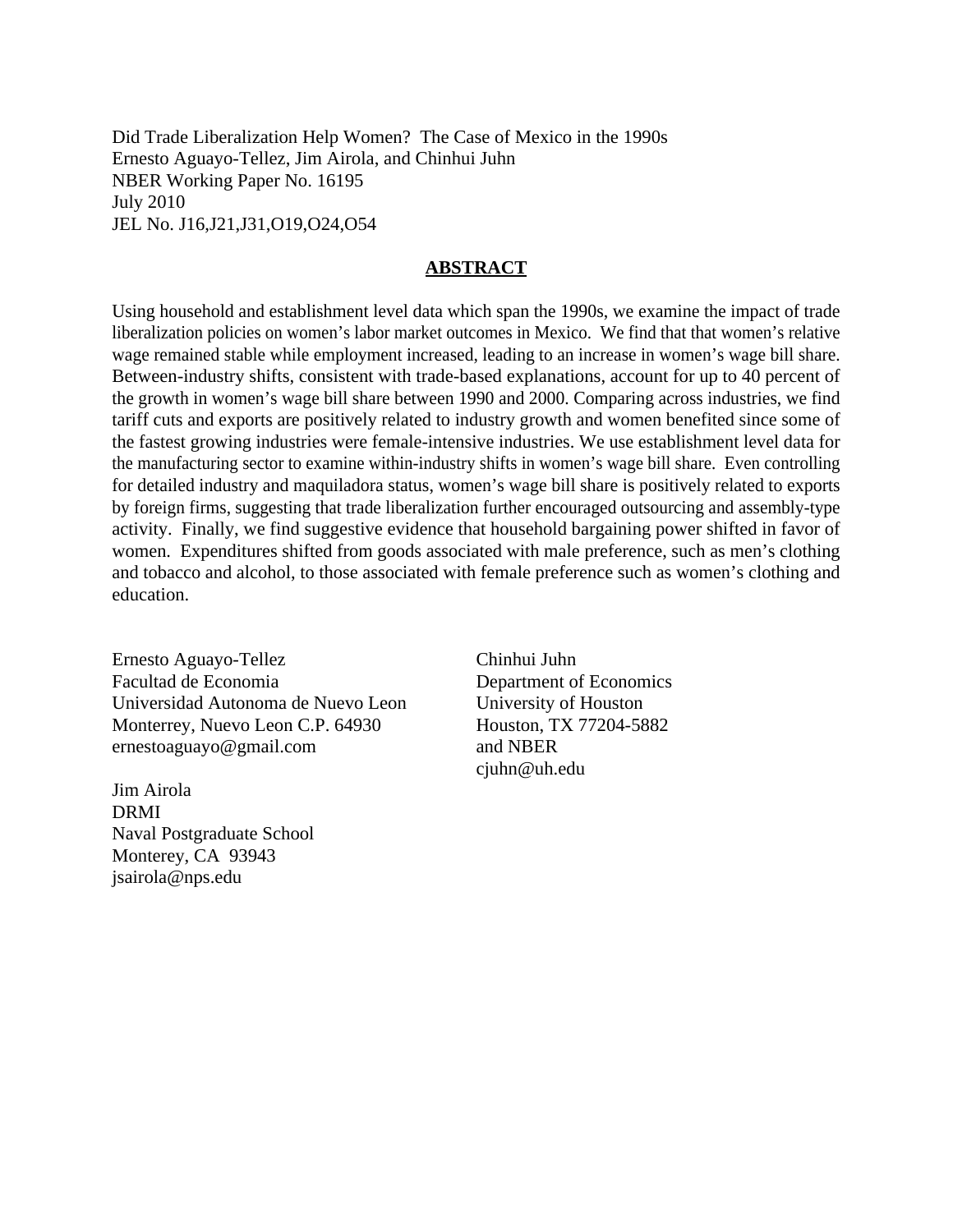Did Trade Liberalization Help Women? The Case of Mexico in the 1990s
Ernesto Aguayo-Tellez, Jim Airola, and Chinhui Juhn
NBER Working Paper No. 16195
July 2010
JEL No. J16,J21,J31,O19,O24,O54

## ABSTRACT

Using household and establishment level data which span the 1990s, we examine the impact of trade liberalization policies on women's labor market outcomes in Mexico. We find that that women's relative wage remained stable while employment increased, leading to an increase in women's wage bill share. Between-industry shifts, consistent with trade-based explanations, account for up to 40 percent of the growth in women's wage bill share between 1990 and 2000. Comparing across industries, we find tariff cuts and exports are positively related to industry growth and women benefited since some of the fastest growing industries were female-intensive industries. We use establishment level data for the manufacturing sector to examine within-industry shifts in women's wage bill share. Even controlling for detailed industry and maquiladora status, women's wage bill share is positively related to exports by foreign firms, suggesting that trade liberalization further encouraged outsourcing and assembly-type activity. Finally, we find suggestive evidence that household bargaining power shifted in favor of women. Expenditures shifted from goods associated with male preference, such as men's clothing and tobacco and alcohol, to those associated with female preference such as women's clothing and education.

Ernesto Aguayo-Tellez
Facultad de Economia
Universidad Autonoma de Nuevo Leon
Monterrey, Nuevo Leon C.P. 64930
ernestoaguayo@gmail.com

Jim Airola
DRMI
Naval Postgraduate School
Monterey, CA 93943
jsairola@nps.edu

Chinhui Juhn
Department of Economics
University of Houston
Houston, TX 77204-5882
and NBER
cjuhn@uh.edu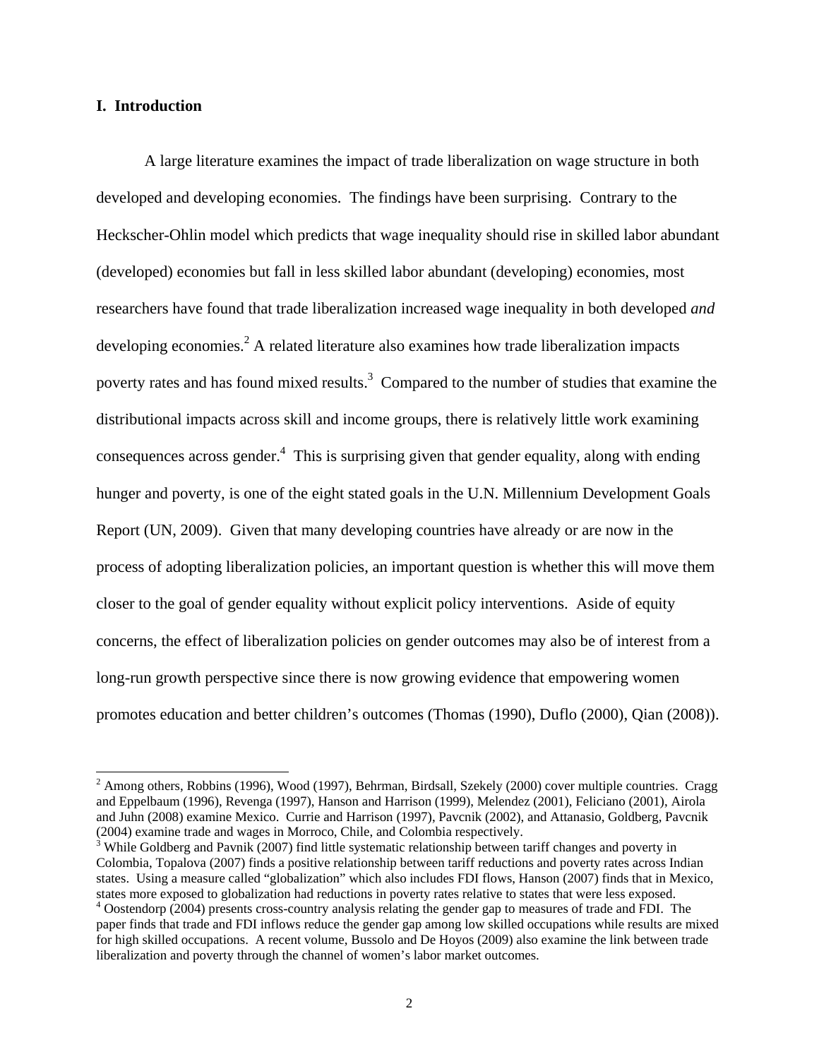## I. Introduction

A large literature examines the impact of trade liberalization on wage structure in both developed and developing economies. The findings have been surprising. Contrary to the Heckscher-Ohlin model which predicts that wage inequality should rise in skilled labor abundant (developed) economies but fall in less skilled labor abundant (developing) economies, most researchers have found that trade liberalization increased wage inequality in both developed *and* developing economies.[2] A related literature also examines how trade liberalization impacts poverty rates and has found mixed results.[3] Compared to the number of studies that examine the distributional impacts across skill and income groups, there is relatively little work examining consequences across gender.[4] This is surprising given that gender equality, along with ending hunger and poverty, is one of the eight stated goals in the U.N. Millennium Development Goals Report (UN, 2009). Given that many developing countries have already or are now in the process of adopting liberalization policies, an important question is whether this will move them closer to the goal of gender equality without explicit policy interventions. Aside of equity concerns, the effect of liberalization policies on gender outcomes may also be of interest from a long-run growth perspective since there is now growing evidence that empowering women promotes education and better children's outcomes (Thomas (1990), Duflo (2000), Qian (2008)).

[2] Among others, Robbins (1996), Wood (1997), Behrman, Birdsall, Szekely (2000) cover multiple countries. Cragg and Eppelbaum (1996), Revenga (1997), Hanson and Harrison (1999), Melendez (2001), Feliciano (2001), Airola and Juhn (2008) examine Mexico. Currie and Harrison (1997), Pavcnik (2002), and Attanasio, Goldberg, Pavcnik (2004) examine trade and wages in Morroco, Chile, and Colombia respectively.

[3] While Goldberg and Pavnik (2007) find little systematic relationship between tariff changes and poverty in Colombia, Topalova (2007) finds a positive relationship between tariff reductions and poverty rates across Indian states. Using a measure called "globalization" which also includes FDI flows, Hanson (2007) finds that in Mexico, states more exposed to globalization had reductions in poverty rates relative to states that were less exposed.

[4] Oostendorp (2004) presents cross-country analysis relating the gender gap to measures of trade and FDI. The paper finds that trade and FDI inflows reduce the gender gap among low skilled occupations while results are mixed for high skilled occupations. A recent volume, Bussolo and De Hoyos (2009) also examine the link between trade liberalization and poverty through the channel of women's labor market outcomes.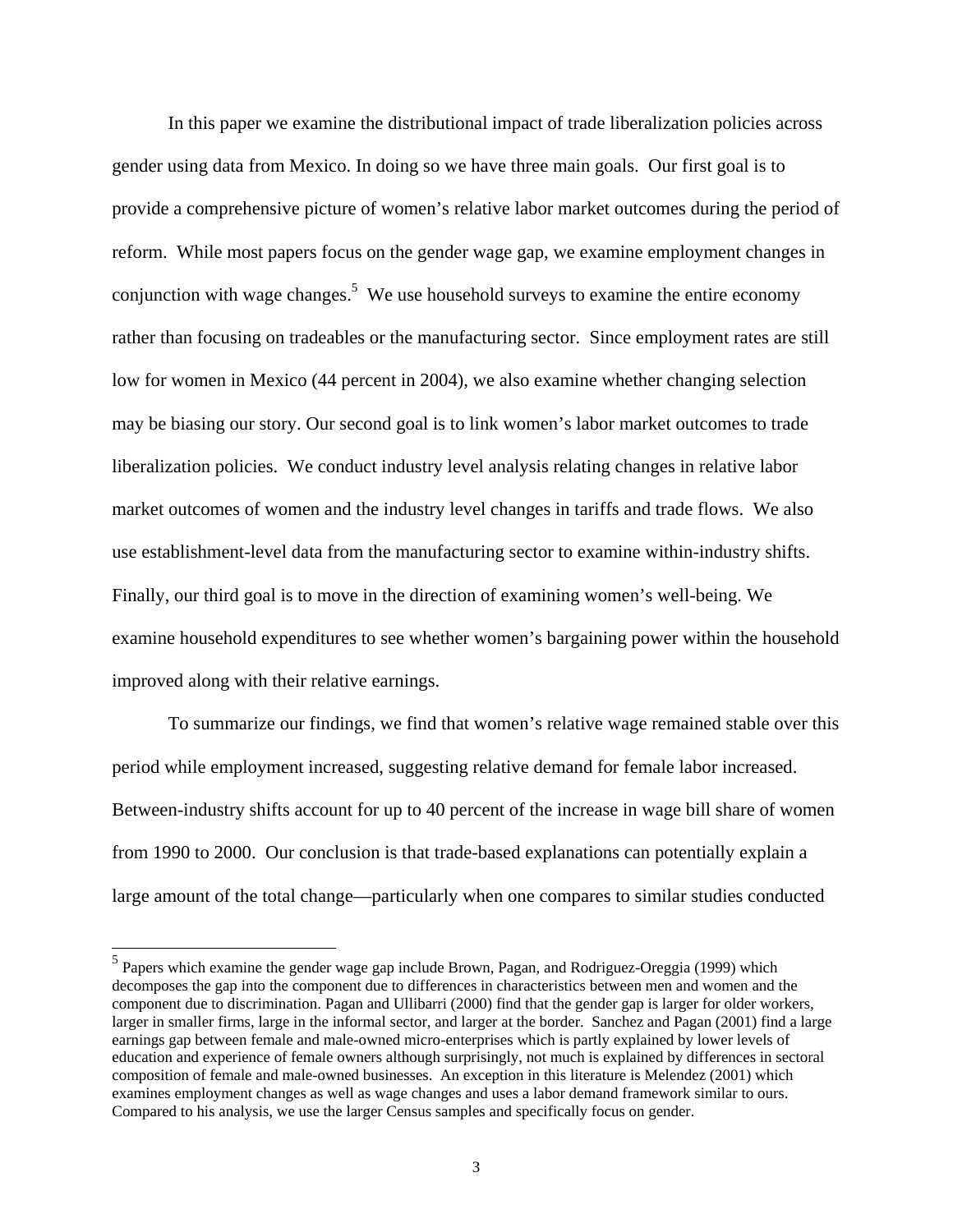In this paper we examine the distributional impact of trade liberalization policies across gender using data from Mexico. In doing so we have three main goals. Our first goal is to provide a comprehensive picture of women's relative labor market outcomes during the period of reform. While most papers focus on the gender wage gap, we examine employment changes in conjunction with wage changes.[5] We use household surveys to examine the entire economy rather than focusing on tradeables or the manufacturing sector. Since employment rates are still low for women in Mexico (44 percent in 2004), we also examine whether changing selection may be biasing our story. Our second goal is to link women's labor market outcomes to trade liberalization policies. We conduct industry level analysis relating changes in relative labor market outcomes of women and the industry level changes in tariffs and trade flows. We also use establishment-level data from the manufacturing sector to examine within-industry shifts. Finally, our third goal is to move in the direction of examining women's well-being. We examine household expenditures to see whether women's bargaining power within the household improved along with their relative earnings.

To summarize our findings, we find that women's relative wage remained stable over this period while employment increased, suggesting relative demand for female labor increased. Between-industry shifts account for up to 40 percent of the increase in wage bill share of women from 1990 to 2000. Our conclusion is that trade-based explanations can potentially explain a large amount of the total change—particularly when one compares to similar studies conducted

[5] Papers which examine the gender wage gap include Brown, Pagan, and Rodriguez-Oreggia (1999) which decomposes the gap into the component due to differences in characteristics between men and women and the component due to discrimination. Pagan and Ullibarri (2000) find that the gender gap is larger for older workers, larger in smaller firms, large in the informal sector, and larger at the border. Sanchez and Pagan (2001) find a large earnings gap between female and male-owned micro-enterprises which is partly explained by lower levels of education and experience of female owners although surprisingly, not much is explained by differences in sectoral composition of female and male-owned businesses. An exception in this literature is Melendez (2001) which examines employment changes as well as wage changes and uses a labor demand framework similar to ours. Compared to his analysis, we use the larger Census samples and specifically focus on gender.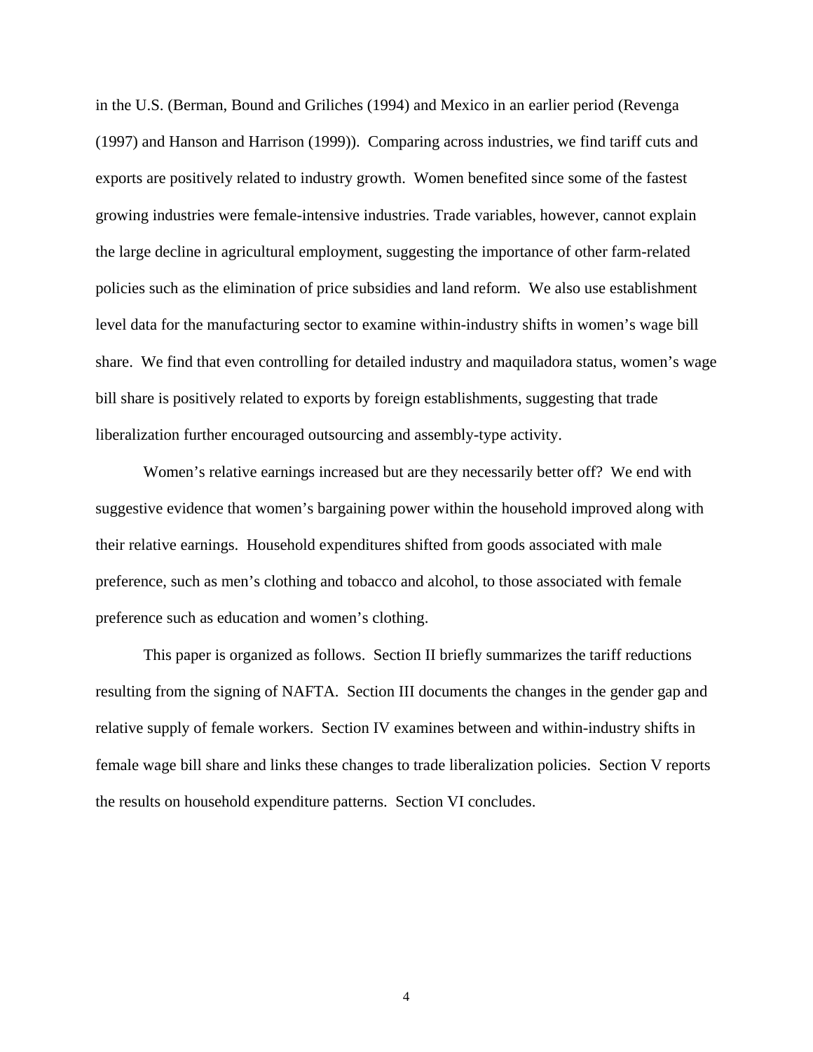in the U.S. (Berman, Bound and Griliches (1994) and Mexico in an earlier period (Revenga (1997) and Hanson and Harrison (1999)). Comparing across industries, we find tariff cuts and exports are positively related to industry growth. Women benefited since some of the fastest growing industries were female-intensive industries. Trade variables, however, cannot explain the large decline in agricultural employment, suggesting the importance of other farm-related policies such as the elimination of price subsidies and land reform. We also use establishment level data for the manufacturing sector to examine within-industry shifts in women's wage bill share. We find that even controlling for detailed industry and maquiladora status, women's wage bill share is positively related to exports by foreign establishments, suggesting that trade liberalization further encouraged outsourcing and assembly-type activity.

Women's relative earnings increased but are they necessarily better off? We end with suggestive evidence that women's bargaining power within the household improved along with their relative earnings. Household expenditures shifted from goods associated with male preference, such as men's clothing and tobacco and alcohol, to those associated with female preference such as education and women's clothing.

This paper is organized as follows. Section II briefly summarizes the tariff reductions resulting from the signing of NAFTA. Section III documents the changes in the gender gap and relative supply of female workers. Section IV examines between and within-industry shifts in female wage bill share and links these changes to trade liberalization policies. Section V reports the results on household expenditure patterns. Section VI concludes.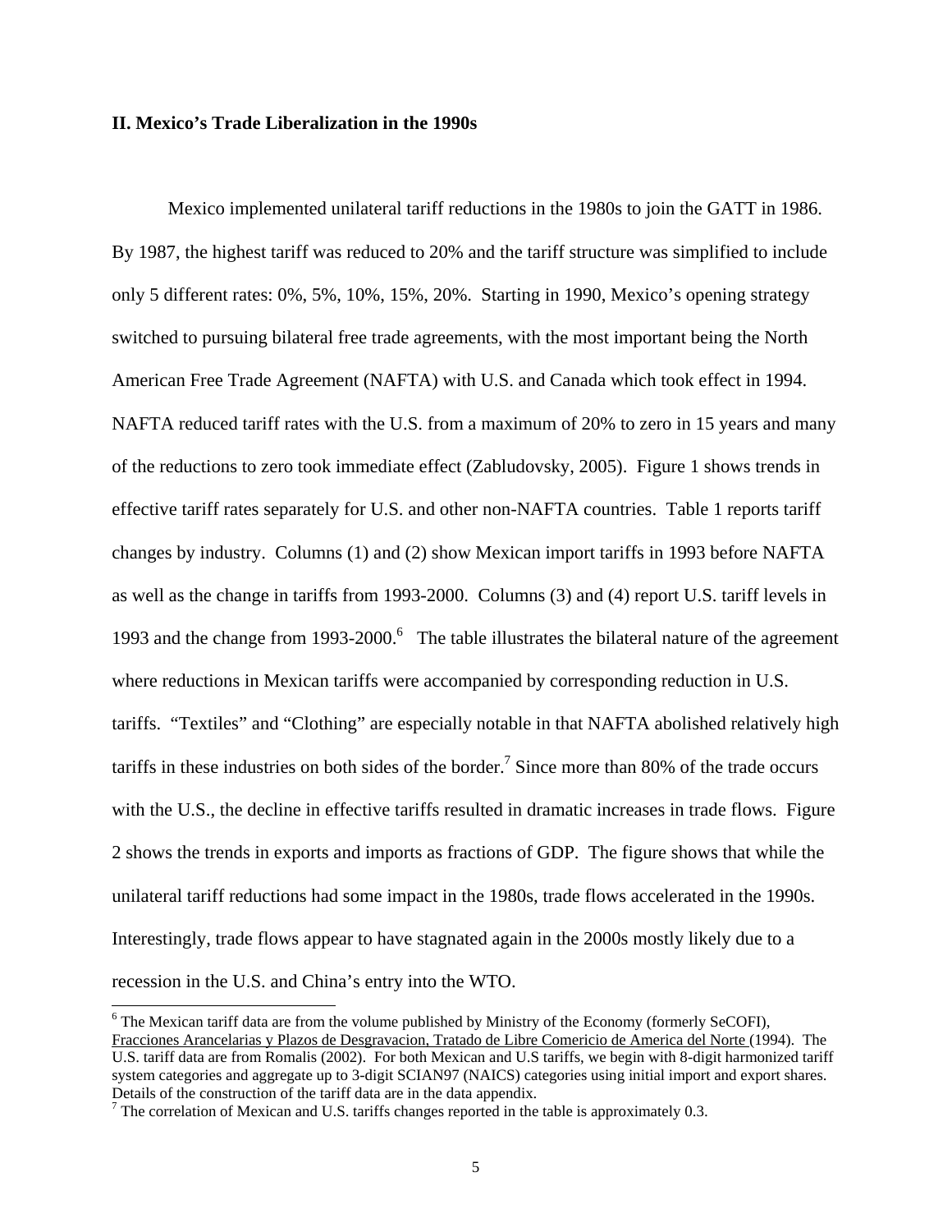## II. Mexico's Trade Liberalization in the 1990s

Mexico implemented unilateral tariff reductions in the 1980s to join the GATT in 1986. By 1987, the highest tariff was reduced to 20% and the tariff structure was simplified to include only 5 different rates: 0%, 5%, 10%, 15%, 20%. Starting in 1990, Mexico's opening strategy switched to pursuing bilateral free trade agreements, with the most important being the North American Free Trade Agreement (NAFTA) with U.S. and Canada which took effect in 1994. NAFTA reduced tariff rates with the U.S. from a maximum of 20% to zero in 15 years and many of the reductions to zero took immediate effect (Zabludovsky, 2005). Figure 1 shows trends in effective tariff rates separately for U.S. and other non-NAFTA countries. Table 1 reports tariff changes by industry. Columns (1) and (2) show Mexican import tariffs in 1993 before NAFTA as well as the change in tariffs from 1993-2000. Columns (3) and (4) report U.S. tariff levels in 1993 and the change from 1993-2000.[6] The table illustrates the bilateral nature of the agreement where reductions in Mexican tariffs were accompanied by corresponding reduction in U.S. tariffs. "Textiles" and "Clothing" are especially notable in that NAFTA abolished relatively high tariffs in these industries on both sides of the border.[7] Since more than 80% of the trade occurs with the U.S., the decline in effective tariffs resulted in dramatic increases in trade flows. Figure 2 shows the trends in exports and imports as fractions of GDP. The figure shows that while the unilateral tariff reductions had some impact in the 1980s, trade flows accelerated in the 1990s. Interestingly, trade flows appear to have stagnated again in the 2000s mostly likely due to a recession in the U.S. and China's entry into the WTO.

---

[6] The Mexican tariff data are from the volume published by Ministry of the Economy (formerly SeCOFI), Fracciones Arancelarias y Plazos de Desgravacion, Tratado de Libre Comericio de America del Norte (1994). The U.S. tariff data are from Romalis (2002). For both Mexican and U.S tariffs, we begin with 8-digit harmonized tariff system categories and aggregate up to 3-digit SCIAN97 (NAICS) categories using initial import and export shares. Details of the construction of the tariff data are in the data appendix.

[7] The correlation of Mexican and U.S. tariffs changes reported in the table is approximately 0.3.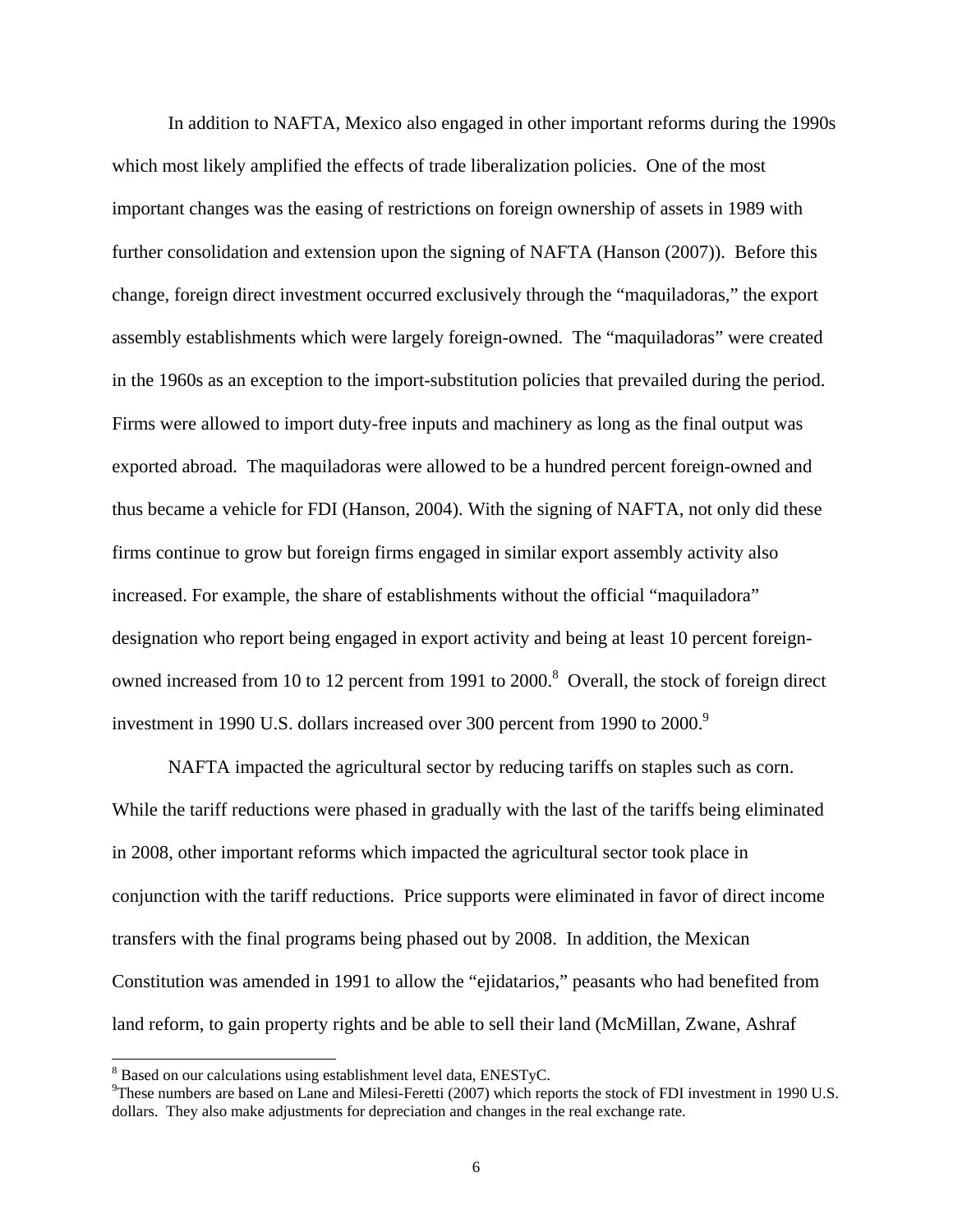In addition to NAFTA, Mexico also engaged in other important reforms during the 1990s which most likely amplified the effects of trade liberalization policies. One of the most important changes was the easing of restrictions on foreign ownership of assets in 1989 with further consolidation and extension upon the signing of NAFTA (Hanson (2007)). Before this change, foreign direct investment occurred exclusively through the "maquiladoras," the export assembly establishments which were largely foreign-owned. The "maquiladoras" were created in the 1960s as an exception to the import-substitution policies that prevailed during the period. Firms were allowed to import duty-free inputs and machinery as long as the final output was exported abroad. The maquiladoras were allowed to be a hundred percent foreign-owned and thus became a vehicle for FDI (Hanson, 2004). With the signing of NAFTA, not only did these firms continue to grow but foreign firms engaged in similar export assembly activity also increased. For example, the share of establishments without the official "maquiladora" designation who report being engaged in export activity and being at least 10 percent foreign-owned increased from 10 to 12 percent from 1991 to 2000.[8] Overall, the stock of foreign direct investment in 1990 U.S. dollars increased over 300 percent from 1990 to 2000.[9]

NAFTA impacted the agricultural sector by reducing tariffs on staples such as corn. While the tariff reductions were phased in gradually with the last of the tariffs being eliminated in 2008, other important reforms which impacted the agricultural sector took place in conjunction with the tariff reductions. Price supports were eliminated in favor of direct income transfers with the final programs being phased out by 2008. In addition, the Mexican Constitution was amended in 1991 to allow the "ejidatarios," peasants who had benefited from land reform, to gain property rights and be able to sell their land (McMillan, Zwane, Ashraf

[8] Based on our calculations using establishment level data, ENESTyC.

[9] These numbers are based on Lane and Milesi-Feretti (2007) which reports the stock of FDI investment in 1990 U.S. dollars. They also make adjustments for depreciation and changes in the real exchange rate.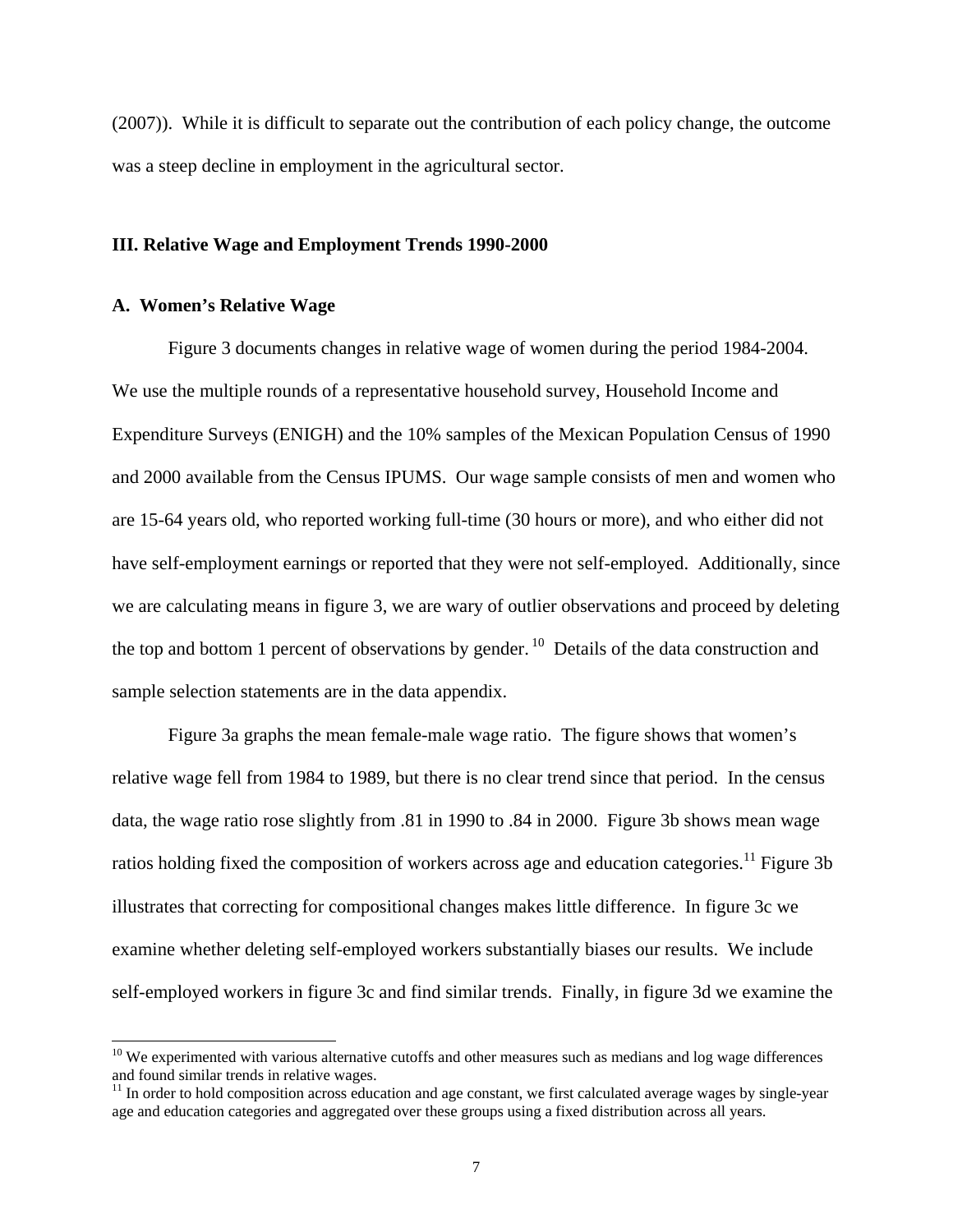(2007)). While it is difficult to separate out the contribution of each policy change, the outcome was a steep decline in employment in the agricultural sector.

## III. Relative Wage and Employment Trends 1990-2000

### A. Women's Relative Wage

Figure 3 documents changes in relative wage of women during the period 1984-2004. We use the multiple rounds of a representative household survey, Household Income and Expenditure Surveys (ENIGH) and the 10% samples of the Mexican Population Census of 1990 and 2000 available from the Census IPUMS. Our wage sample consists of men and women who are 15-64 years old, who reported working full-time (30 hours or more), and who either did not have self-employment earnings or reported that they were not self-employed. Additionally, since we are calculating means in figure 3, we are wary of outlier observations and proceed by deleting the top and bottom 1 percent of observations by gender.[10] Details of the data construction and sample selection statements are in the data appendix.

Figure 3a graphs the mean female-male wage ratio. The figure shows that women's relative wage fell from 1984 to 1989, but there is no clear trend since that period. In the census data, the wage ratio rose slightly from .81 in 1990 to .84 in 2000. Figure 3b shows mean wage ratios holding fixed the composition of workers across age and education categories.[11] Figure 3b illustrates that correcting for compositional changes makes little difference. In figure 3c we examine whether deleting self-employed workers substantially biases our results. We include self-employed workers in figure 3c and find similar trends. Finally, in figure 3d we examine the

---

[10] We experimented with various alternative cutoffs and other measures such as medians and log wage differences and found similar trends in relative wages.

[11] In order to hold composition across education and age constant, we first calculated average wages by single-year age and education categories and aggregated over these groups using a fixed distribution across all years.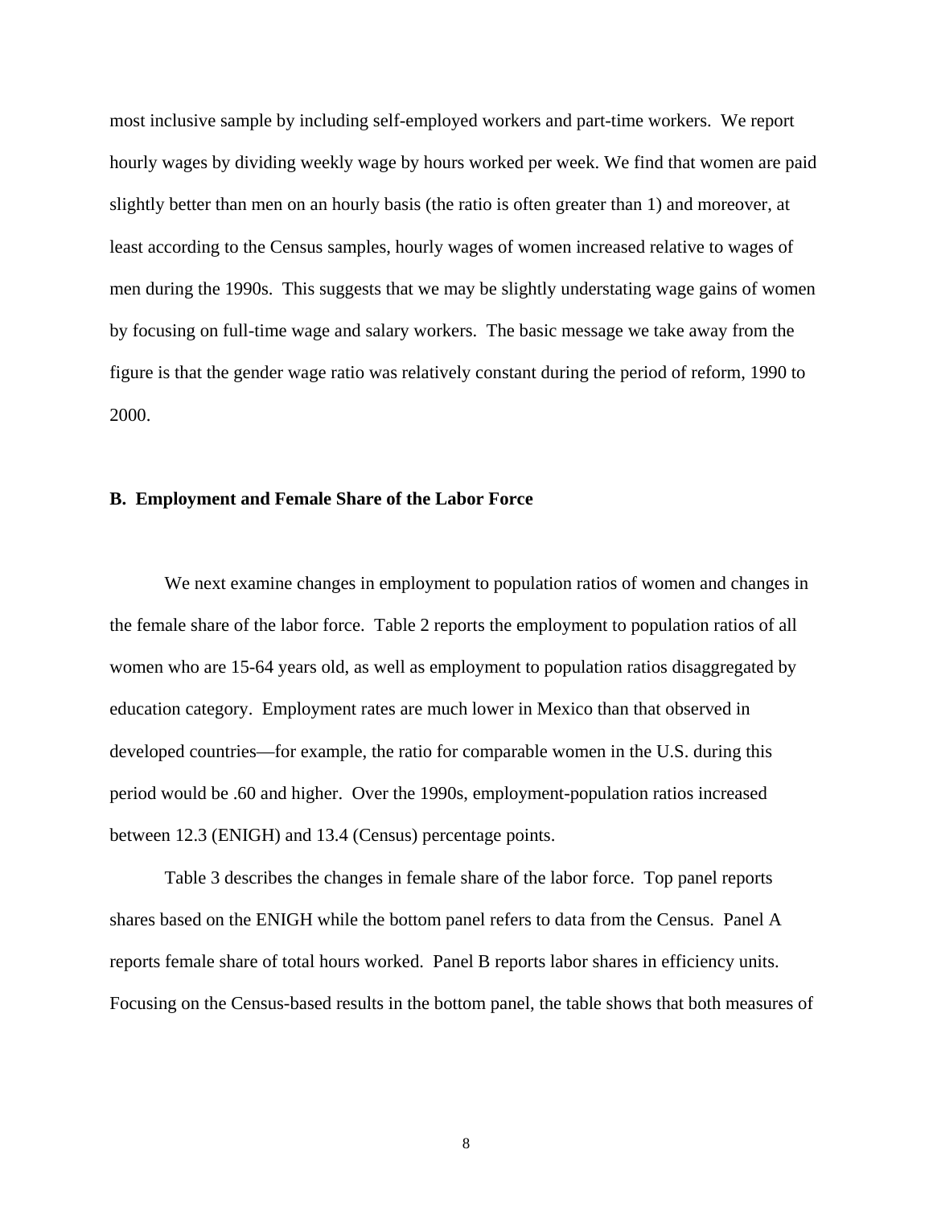most inclusive sample by including self-employed workers and part-time workers. We report hourly wages by dividing weekly wage by hours worked per week. We find that women are paid slightly better than men on an hourly basis (the ratio is often greater than 1) and moreover, at least according to the Census samples, hourly wages of women increased relative to wages of men during the 1990s. This suggests that we may be slightly understating wage gains of women by focusing on full-time wage and salary workers. The basic message we take away from the figure is that the gender wage ratio was relatively constant during the period of reform, 1990 to 2000.

### B. Employment and Female Share of the Labor Force

We next examine changes in employment to population ratios of women and changes in the female share of the labor force. Table 2 reports the employment to population ratios of all women who are 15-64 years old, as well as employment to population ratios disaggregated by education category. Employment rates are much lower in Mexico than that observed in developed countries—for example, the ratio for comparable women in the U.S. during this period would be .60 and higher. Over the 1990s, employment-population ratios increased between 12.3 (ENIGH) and 13.4 (Census) percentage points.

Table 3 describes the changes in female share of the labor force. Top panel reports shares based on the ENIGH while the bottom panel refers to data from the Census. Panel A reports female share of total hours worked. Panel B reports labor shares in efficiency units. Focusing on the Census-based results in the bottom panel, the table shows that both measures of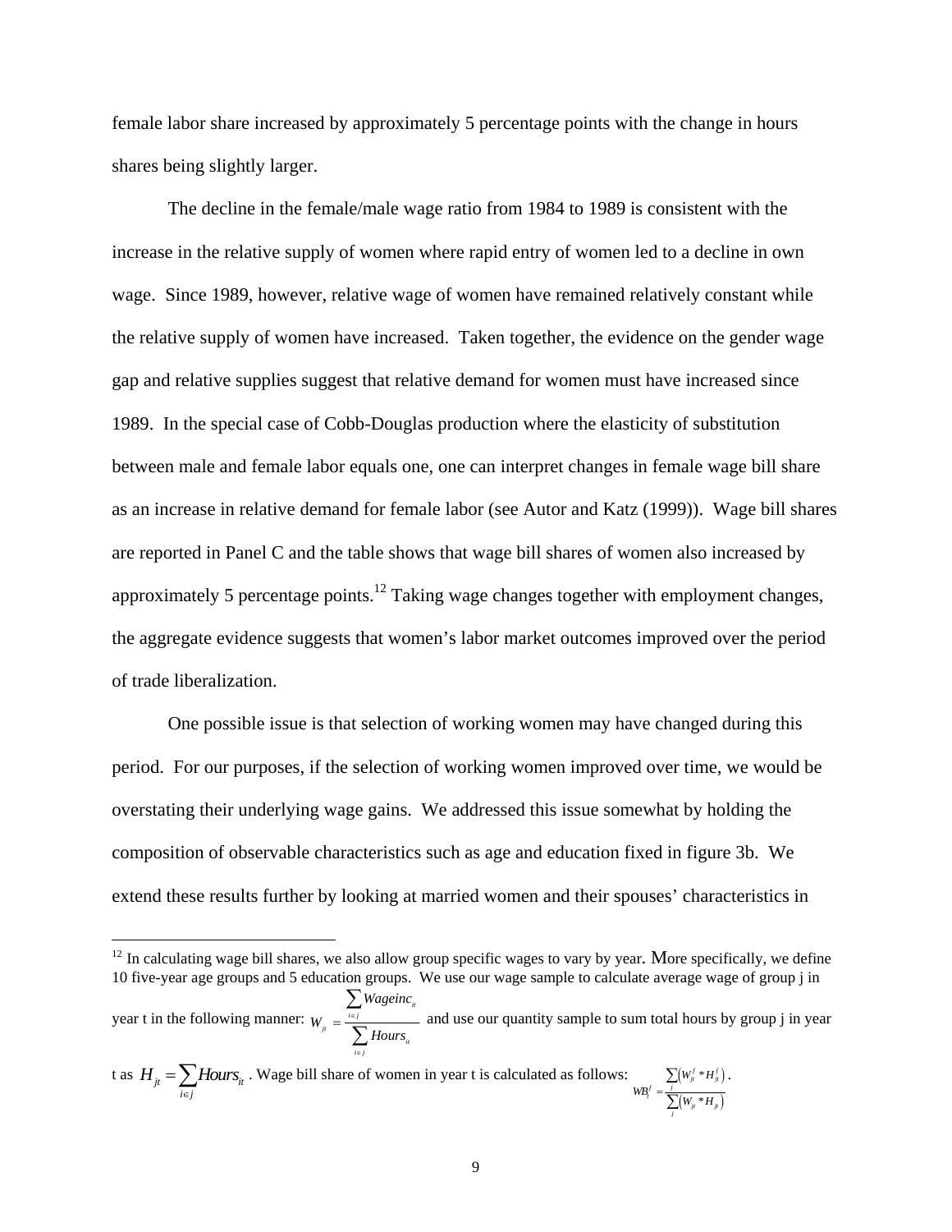female labor share increased by approximately 5 percentage points with the change in hours shares being slightly larger.

The decline in the female/male wage ratio from 1984 to 1989 is consistent with the increase in the relative supply of women where rapid entry of women led to a decline in own wage. Since 1989, however, relative wage of women have remained relatively constant while the relative supply of women have increased. Taken together, the evidence on the gender wage gap and relative supplies suggest that relative demand for women must have increased since 1989. In the special case of Cobb-Douglas production where the elasticity of substitution between male and female labor equals one, one can interpret changes in female wage bill share as an increase in relative demand for female labor (see Autor and Katz (1999)). Wage bill shares are reported in Panel C and the table shows that wage bill shares of women also increased by approximately 5 percentage points.[12] Taking wage changes together with employment changes, the aggregate evidence suggests that women's labor market outcomes improved over the period of trade liberalization.

One possible issue is that selection of working women may have changed during this period. For our purposes, if the selection of working women improved over time, we would be overstating their underlying wage gains. We addressed this issue somewhat by holding the composition of observable characteristics such as age and education fixed in figure 3b. We extend these results further by looking at married women and their spouses' characteristics in

---

[12] In calculating wage bill shares, we also allow group specific wages to vary by year. More specifically, we define 10 five-year age groups and 5 education groups. We use our wage sample to calculate average wage of group j in year t in the following manner: $W_{jt} = \frac{\sum_{i \in j} Wageinc_{it}}{\sum_{i \in j} Hours_{it}}$ and use our quantity sample to sum total hours by group j in year t as $H_{jt} = \sum_{i \in j} Hours_{it}$. Wage bill share of women in year t is calculated as follows: $WB_t^f = \frac{\sum_j (W_{jt}^f * H_{jt}^f)}{\sum_j (W_{jt} * H_{jt})}$.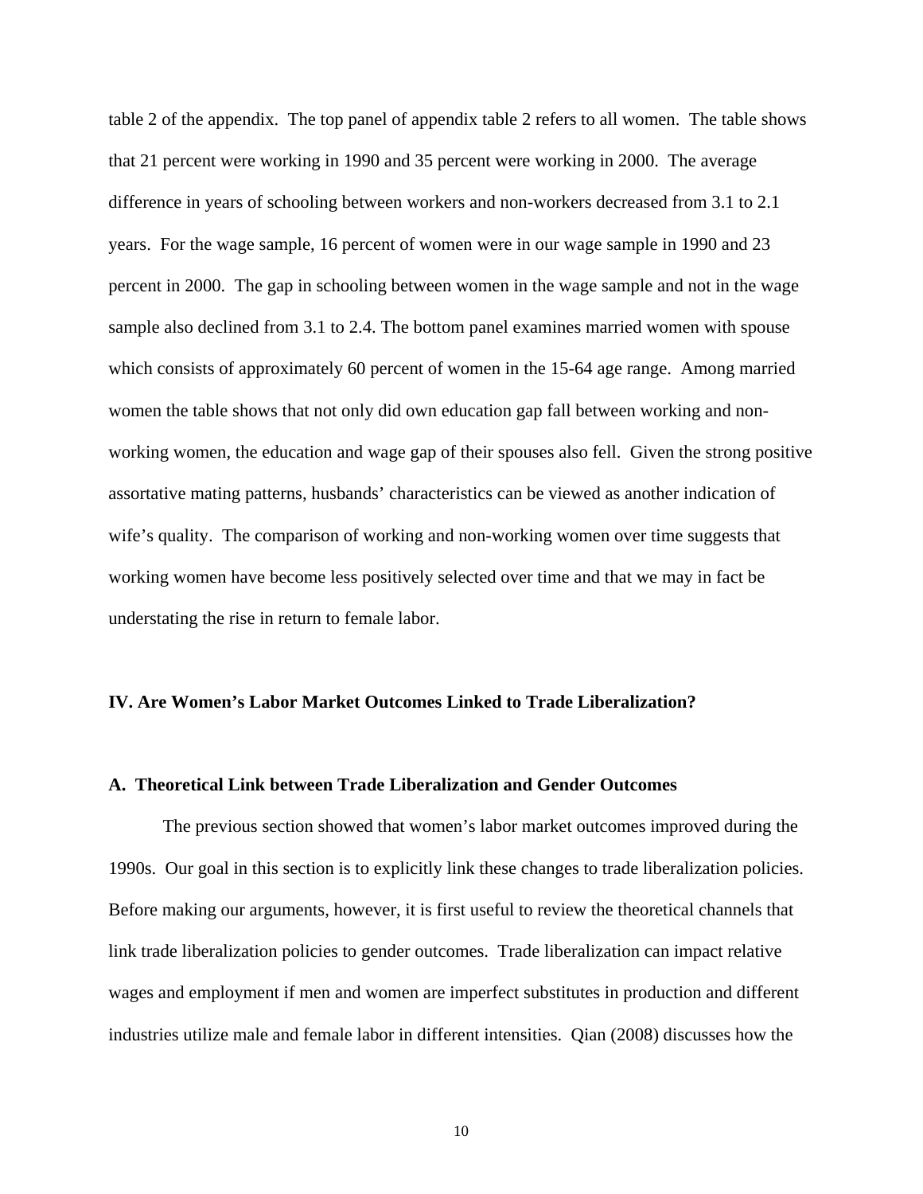table 2 of the appendix. The top panel of appendix table 2 refers to all women. The table shows that 21 percent were working in 1990 and 35 percent were working in 2000. The average difference in years of schooling between workers and non-workers decreased from 3.1 to 2.1 years. For the wage sample, 16 percent of women were in our wage sample in 1990 and 23 percent in 2000. The gap in schooling between women in the wage sample and not in the wage sample also declined from 3.1 to 2.4. The bottom panel examines married women with spouse which consists of approximately 60 percent of women in the 15-64 age range. Among married women the table shows that not only did own education gap fall between working and non-working women, the education and wage gap of their spouses also fell. Given the strong positive assortative mating patterns, husbands' characteristics can be viewed as another indication of wife's quality. The comparison of working and non-working women over time suggests that working women have become less positively selected over time and that we may in fact be understating the rise in return to female labor.

## IV. Are Women's Labor Market Outcomes Linked to Trade Liberalization?

### A. Theoretical Link between Trade Liberalization and Gender Outcomes

The previous section showed that women's labor market outcomes improved during the 1990s. Our goal in this section is to explicitly link these changes to trade liberalization policies. Before making our arguments, however, it is first useful to review the theoretical channels that link trade liberalization policies to gender outcomes. Trade liberalization can impact relative wages and employment if men and women are imperfect substitutes in production and different industries utilize male and female labor in different intensities. Qian (2008) discusses how the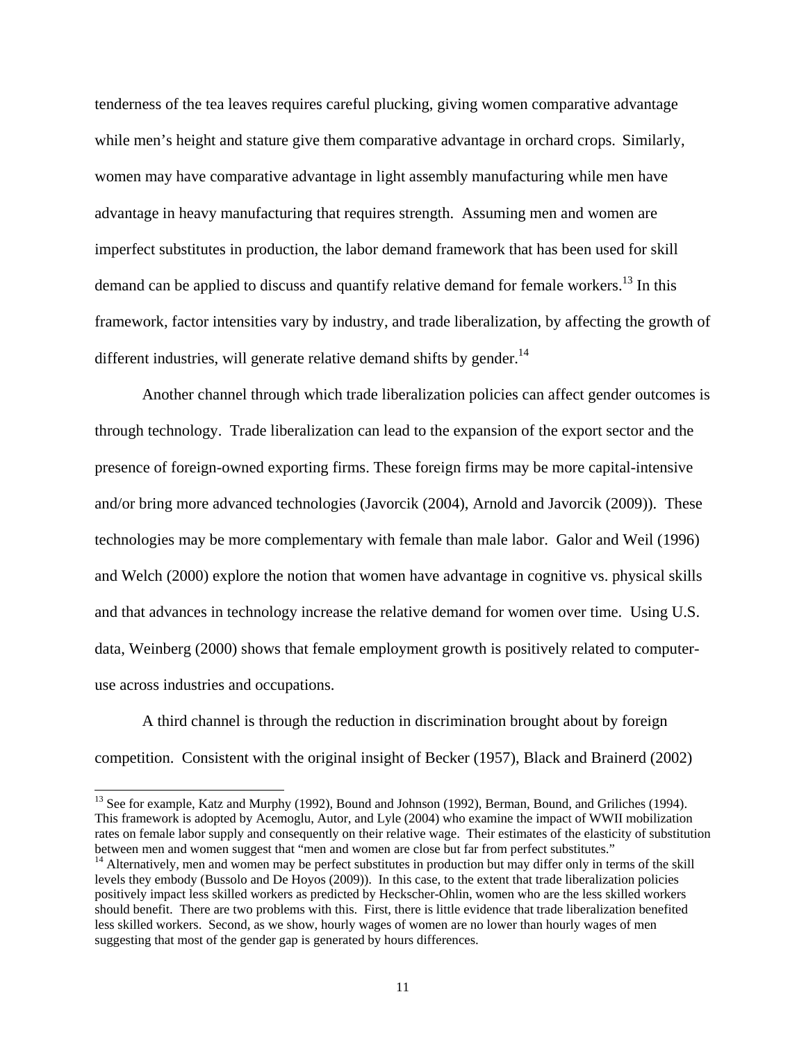tenderness of the tea leaves requires careful plucking, giving women comparative advantage while men's height and stature give them comparative advantage in orchard crops. Similarly, women may have comparative advantage in light assembly manufacturing while men have advantage in heavy manufacturing that requires strength. Assuming men and women are imperfect substitutes in production, the labor demand framework that has been used for skill demand can be applied to discuss and quantify relative demand for female workers.[13] In this framework, factor intensities vary by industry, and trade liberalization, by affecting the growth of different industries, will generate relative demand shifts by gender.[14]

Another channel through which trade liberalization policies can affect gender outcomes is through technology. Trade liberalization can lead to the expansion of the export sector and the presence of foreign-owned exporting firms. These foreign firms may be more capital-intensive and/or bring more advanced technologies (Javorcik (2004), Arnold and Javorcik (2009)). These technologies may be more complementary with female than male labor. Galor and Weil (1996) and Welch (2000) explore the notion that women have advantage in cognitive vs. physical skills and that advances in technology increase the relative demand for women over time. Using U.S. data, Weinberg (2000) shows that female employment growth is positively related to computer-use across industries and occupations.

A third channel is through the reduction in discrimination brought about by foreign competition. Consistent with the original insight of Becker (1957), Black and Brainerd (2002)

[13] See for example, Katz and Murphy (1992), Bound and Johnson (1992), Berman, Bound, and Griliches (1994). This framework is adopted by Acemoglu, Autor, and Lyle (2004) who examine the impact of WWII mobilization rates on female labor supply and consequently on their relative wage. Their estimates of the elasticity of substitution between men and women suggest that "men and women are close but far from perfect substitutes."

[14] Alternatively, men and women may be perfect substitutes in production but may differ only in terms of the skill levels they embody (Bussolo and De Hoyos (2009)). In this case, to the extent that trade liberalization policies positively impact less skilled workers as predicted by Heckscher-Ohlin, women who are the less skilled workers should benefit. There are two problems with this. First, there is little evidence that trade liberalization benefited less skilled workers. Second, as we show, hourly wages of women are no lower than hourly wages of men suggesting that most of the gender gap is generated by hours differences.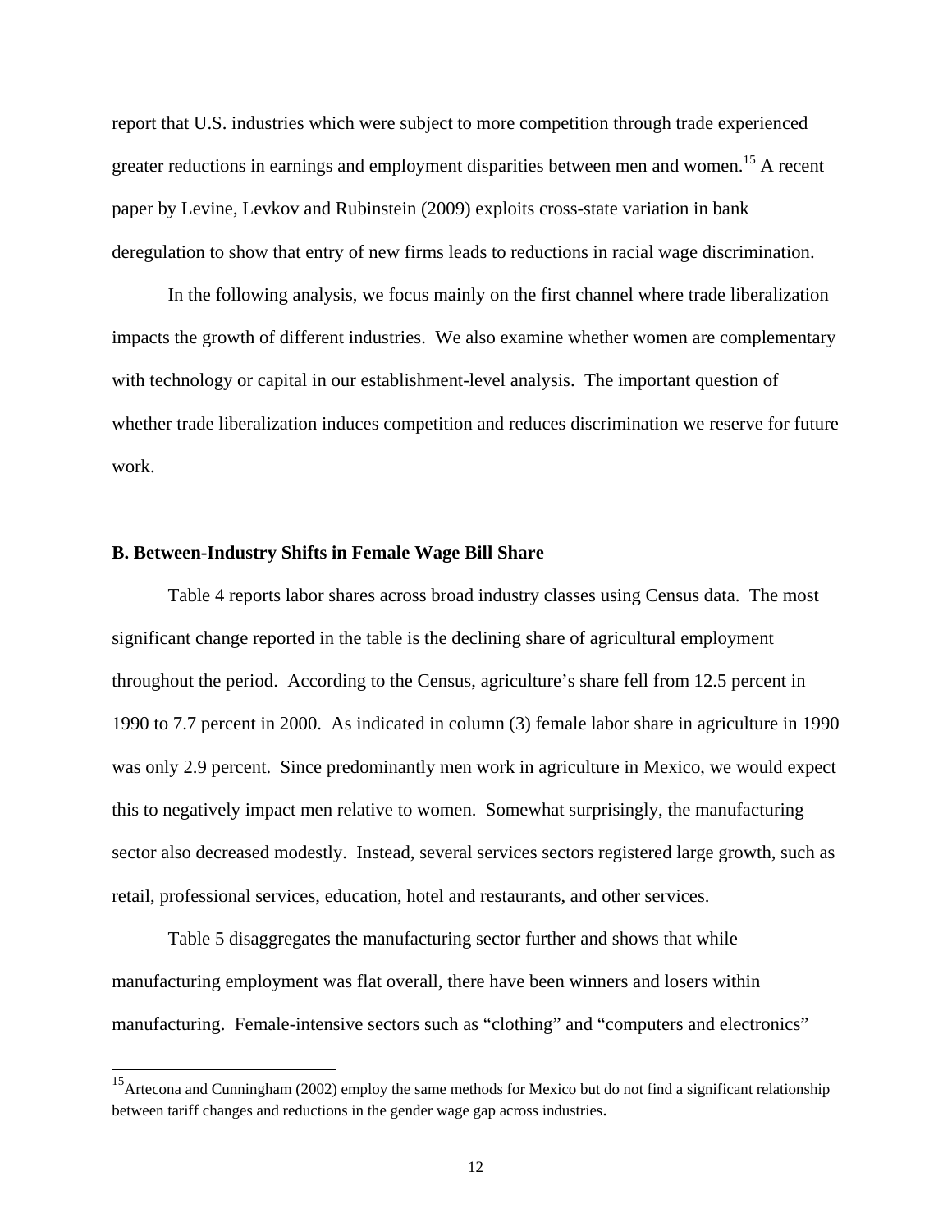report that U.S. industries which were subject to more competition through trade experienced greater reductions in earnings and employment disparities between men and women.[15] A recent paper by Levine, Levkov and Rubinstein (2009) exploits cross-state variation in bank deregulation to show that entry of new firms leads to reductions in racial wage discrimination.

In the following analysis, we focus mainly on the first channel where trade liberalization impacts the growth of different industries. We also examine whether women are complementary with technology or capital in our establishment-level analysis. The important question of whether trade liberalization induces competition and reduces discrimination we reserve for future work.

### B. Between-Industry Shifts in Female Wage Bill Share

Table 4 reports labor shares across broad industry classes using Census data. The most significant change reported in the table is the declining share of agricultural employment throughout the period. According to the Census, agriculture's share fell from 12.5 percent in 1990 to 7.7 percent in 2000. As indicated in column (3) female labor share in agriculture in 1990 was only 2.9 percent. Since predominantly men work in agriculture in Mexico, we would expect this to negatively impact men relative to women. Somewhat surprisingly, the manufacturing sector also decreased modestly. Instead, several services sectors registered large growth, such as retail, professional services, education, hotel and restaurants, and other services.

Table 5 disaggregates the manufacturing sector further and shows that while manufacturing employment was flat overall, there have been winners and losers within manufacturing. Female-intensive sectors such as "clothing" and "computers and electronics"

[15] Artecona and Cunningham (2002) employ the same methods for Mexico but do not find a significant relationship between tariff changes and reductions in the gender wage gap across industries.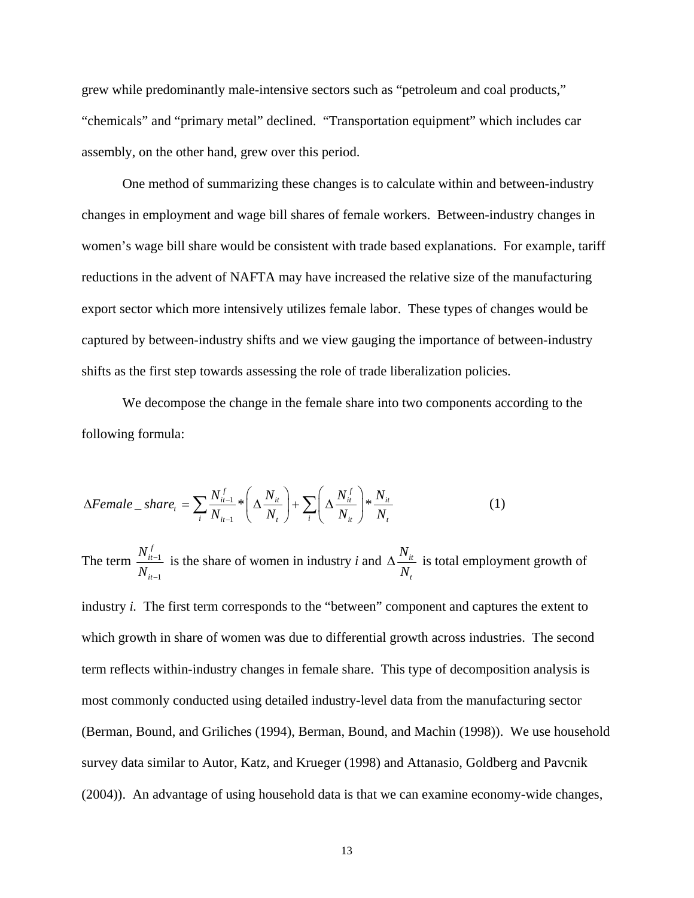grew while predominantly male-intensive sectors such as "petroleum and coal products," "chemicals" and "primary metal" declined. "Transportation equipment" which includes car assembly, on the other hand, grew over this period.

One method of summarizing these changes is to calculate within and between-industry changes in employment and wage bill shares of female workers. Between-industry changes in women's wage bill share would be consistent with trade based explanations. For example, tariff reductions in the advent of NAFTA may have increased the relative size of the manufacturing export sector which more intensively utilizes female labor. These types of changes would be captured by between-industry shifts and we view gauging the importance of between-industry shifts as the first step towards assessing the role of trade liberalization policies.

We decompose the change in the female share into two components according to the following formula:

$$\Delta Female\_share_t = \sum_i \frac{N_{it-1}^f}{N_{it-1}} * \left( \Delta \frac{N_{it}}{N_t} \right) + \sum_i \left( \Delta \frac{N_{it}^f}{N_{it}} \right) * \frac{N_{it}}{N_t} \qquad (1)$$

The term $\frac{N_{it-1}^f}{N_{it-1}}$ is the share of women in industry *i* and $\Delta \frac{N_{it}}{N_t}$ is total employment growth of industry *i.* The first term corresponds to the "between" component and captures the extent to which growth in share of women was due to differential growth across industries. The second term reflects within-industry changes in female share. This type of decomposition analysis is most commonly conducted using detailed industry-level data from the manufacturing sector (Berman, Bound, and Griliches (1994), Berman, Bound, and Machin (1998)). We use household survey data similar to Autor, Katz, and Krueger (1998) and Attanasio, Goldberg and Pavcnik (2004)). An advantage of using household data is that we can examine economy-wide changes,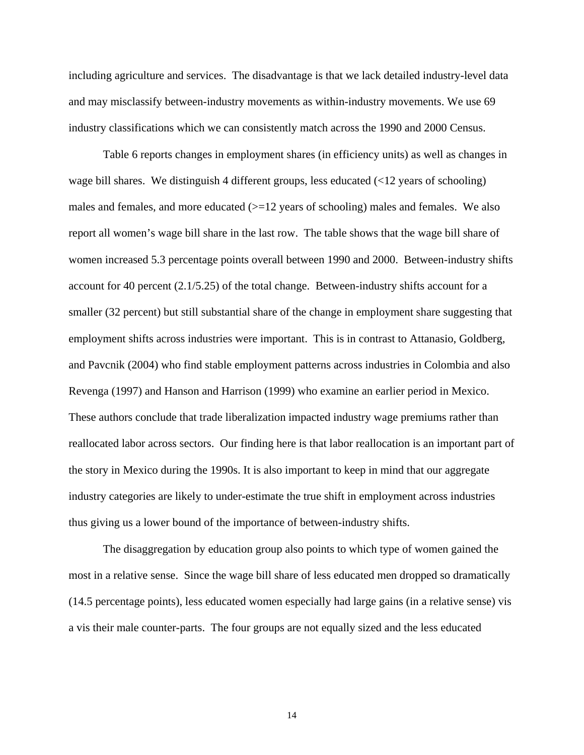including agriculture and services. The disadvantage is that we lack detailed industry-level data and may misclassify between-industry movements as within-industry movements. We use 69 industry classifications which we can consistently match across the 1990 and 2000 Census.

Table 6 reports changes in employment shares (in efficiency units) as well as changes in wage bill shares. We distinguish 4 different groups, less educated (<12 years of schooling) males and females, and more educated (>=12 years of schooling) males and females. We also report all women's wage bill share in the last row. The table shows that the wage bill share of women increased 5.3 percentage points overall between 1990 and 2000. Between-industry shifts account for 40 percent (2.1/5.25) of the total change. Between-industry shifts account for a smaller (32 percent) but still substantial share of the change in employment share suggesting that employment shifts across industries were important. This is in contrast to Attanasio, Goldberg, and Pavcnik (2004) who find stable employment patterns across industries in Colombia and also Revenga (1997) and Hanson and Harrison (1999) who examine an earlier period in Mexico. These authors conclude that trade liberalization impacted industry wage premiums rather than reallocated labor across sectors. Our finding here is that labor reallocation is an important part of the story in Mexico during the 1990s. It is also important to keep in mind that our aggregate industry categories are likely to under-estimate the true shift in employment across industries thus giving us a lower bound of the importance of between-industry shifts.

The disaggregation by education group also points to which type of women gained the most in a relative sense. Since the wage bill share of less educated men dropped so dramatically (14.5 percentage points), less educated women especially had large gains (in a relative sense) vis a vis their male counter-parts. The four groups are not equally sized and the less educated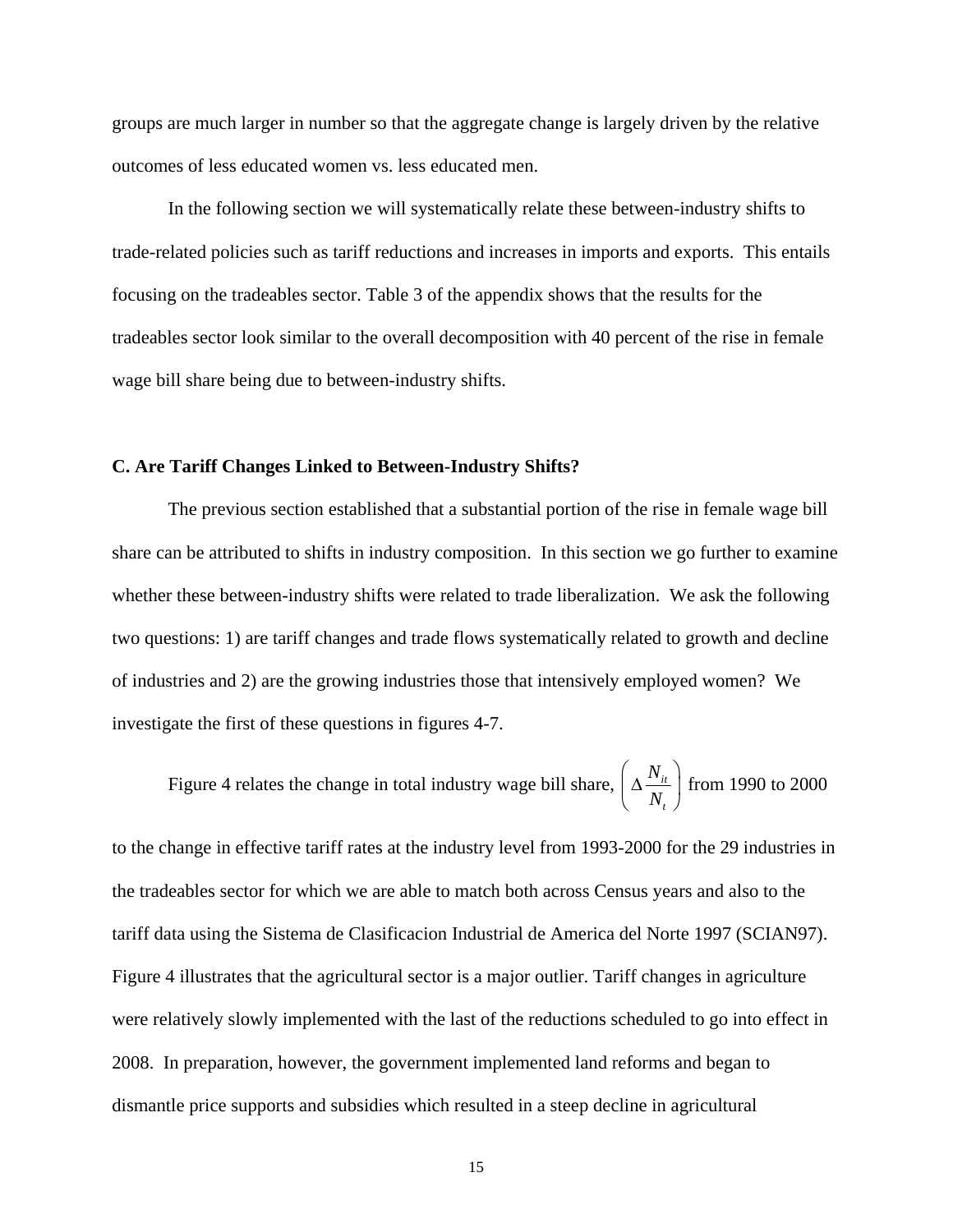groups are much larger in number so that the aggregate change is largely driven by the relative outcomes of less educated women vs. less educated men.

In the following section we will systematically relate these between-industry shifts to trade-related policies such as tariff reductions and increases in imports and exports. This entails focusing on the tradeables sector. Table 3 of the appendix shows that the results for the tradeables sector look similar to the overall decomposition with 40 percent of the rise in female wage bill share being due to between-industry shifts.

### C. Are Tariff Changes Linked to Between-Industry Shifts?

The previous section established that a substantial portion of the rise in female wage bill share can be attributed to shifts in industry composition. In this section we go further to examine whether these between-industry shifts were related to trade liberalization. We ask the following two questions: 1) are tariff changes and trade flows systematically related to growth and decline of industries and 2) are the growing industries those that intensively employed women? We investigate the first of these questions in figures 4-7.

Figure 4 relates the change in total industry wage bill share, $\left( \Delta \frac{N_{it}}{N_t} \right)$ from 1990 to 2000 to the change in effective tariff rates at the industry level from 1993-2000 for the 29 industries in the tradeables sector for which we are able to match both across Census years and also to the tariff data using the Sistema de Clasificacion Industrial de America del Norte 1997 (SCIAN97). Figure 4 illustrates that the agricultural sector is a major outlier. Tariff changes in agriculture were relatively slowly implemented with the last of the reductions scheduled to go into effect in 2008. In preparation, however, the government implemented land reforms and began to dismantle price supports and subsidies which resulted in a steep decline in agricultural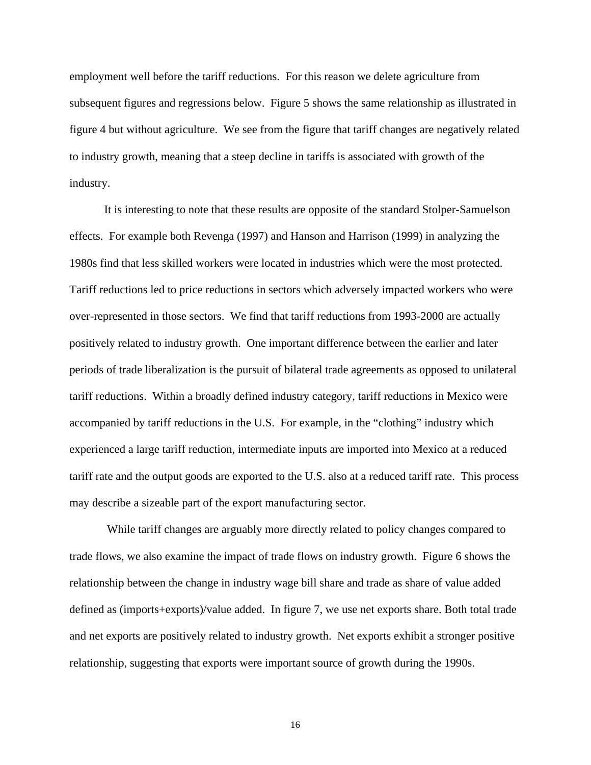employment well before the tariff reductions. For this reason we delete agriculture from subsequent figures and regressions below. Figure 5 shows the same relationship as illustrated in figure 4 but without agriculture. We see from the figure that tariff changes are negatively related to industry growth, meaning that a steep decline in tariffs is associated with growth of the industry.

It is interesting to note that these results are opposite of the standard Stolper-Samuelson effects. For example both Revenga (1997) and Hanson and Harrison (1999) in analyzing the 1980s find that less skilled workers were located in industries which were the most protected. Tariff reductions led to price reductions in sectors which adversely impacted workers who were over-represented in those sectors. We find that tariff reductions from 1993-2000 are actually positively related to industry growth. One important difference between the earlier and later periods of trade liberalization is the pursuit of bilateral trade agreements as opposed to unilateral tariff reductions. Within a broadly defined industry category, tariff reductions in Mexico were accompanied by tariff reductions in the U.S. For example, in the "clothing" industry which experienced a large tariff reduction, intermediate inputs are imported into Mexico at a reduced tariff rate and the output goods are exported to the U.S. also at a reduced tariff rate. This process may describe a sizeable part of the export manufacturing sector.

While tariff changes are arguably more directly related to policy changes compared to trade flows, we also examine the impact of trade flows on industry growth. Figure 6 shows the relationship between the change in industry wage bill share and trade as share of value added defined as (imports+exports)/value added. In figure 7, we use net exports share. Both total trade and net exports are positively related to industry growth. Net exports exhibit a stronger positive relationship, suggesting that exports were important source of growth during the 1990s.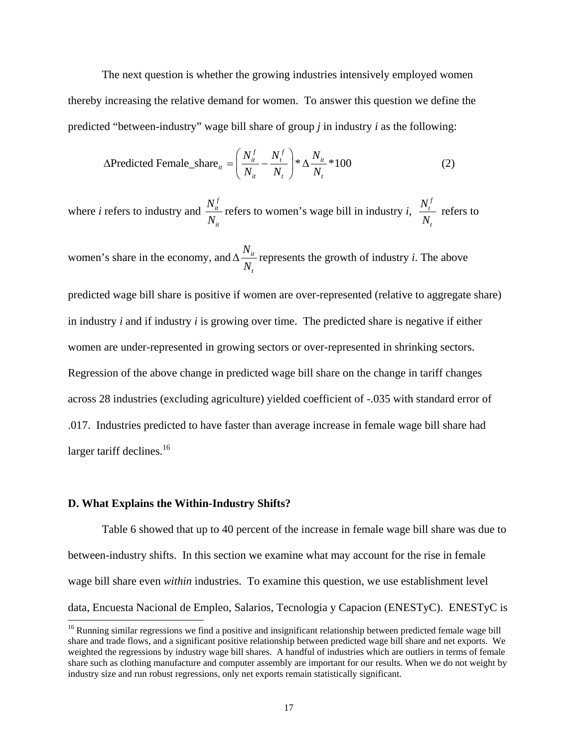The next question is whether the growing industries intensively employed women thereby increasing the relative demand for women. To answer this question we define the predicted "between-industry" wage bill share of group *j* in industry *i* as the following:

$$\Delta \text{Predicted Female\_share}_{it} = \left( \frac{N_{it}^{f}}{N_{it}} - \frac{N_{t}^{f}}{N_{t}} \right) * \Delta \frac{N_{it}}{N_{t}} * 100 \qquad (2)$$

where *i* refers to industry and $\frac{N_{it}^{f}}{N_{it}}$ refers to women's wage bill in industry *i*, $\frac{N_{t}^{f}}{N_{t}}$ refers to women's share in the economy, and $\Delta \frac{N_{it}}{N_{t}}$ represents the growth of industry *i*. The above predicted wage bill share is positive if women are over-represented (relative to aggregate share) in industry *i* and if industry *i* is growing over time. The predicted share is negative if either women are under-represented in growing sectors or over-represented in shrinking sectors. Regression of the above change in predicted wage bill share on the change in tariff changes across 28 industries (excluding agriculture) yielded coefficient of -.035 with standard error of .017. Industries predicted to have faster than average increase in female wage bill share had larger tariff declines.[16]

**D. What Explains the Within-Industry Shifts?**

Table 6 showed that up to 40 percent of the increase in female wage bill share was due to between-industry shifts. In this section we examine what may account for the rise in female wage bill share even *within* industries. To examine this question, we use establishment level data, Encuesta Nacional de Empleo, Salarios, Tecnologia y Capacion (ENESTyC). ENESTyC is

[16] Running similar regressions we find a positive and insignificant relationship between predicted female wage bill share and trade flows, and a significant positive relationship between predicted wage bill share and net exports. We weighted the regressions by industry wage bill shares. A handful of industries which are outliers in terms of female share such as clothing manufacture and computer assembly are important for our results. When we do not weight by industry size and run robust regressions, only net exports remain statistically significant.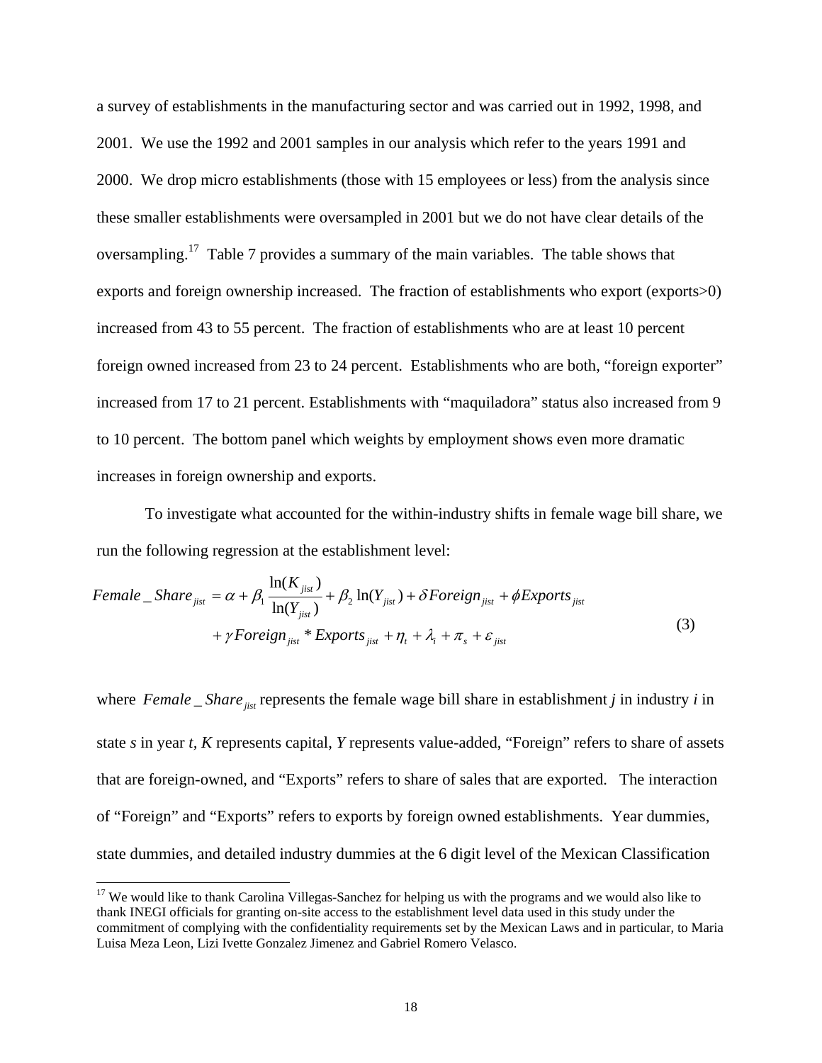a survey of establishments in the manufacturing sector and was carried out in 1992, 1998, and 2001. We use the 1992 and 2001 samples in our analysis which refer to the years 1991 and 2000. We drop micro establishments (those with 15 employees or less) from the analysis since these smaller establishments were oversampled in 2001 but we do not have clear details of the oversampling.[17] Table 7 provides a summary of the main variables. The table shows that exports and foreign ownership increased. The fraction of establishments who export (exports>0) increased from 43 to 55 percent. The fraction of establishments who are at least 10 percent foreign owned increased from 23 to 24 percent. Establishments who are both, "foreign exporter" increased from 17 to 21 percent. Establishments with "maquiladora" status also increased from 9 to 10 percent. The bottom panel which weights by employment shows even more dramatic increases in foreign ownership and exports.

To investigate what accounted for the within-industry shifts in female wage bill share, we run the following regression at the establishment level:

$$
\begin{aligned}
Female\_Share_{jist} = \alpha + \beta_1 \frac{\ln(K_{jist})}{\ln(Y_{jist})} + \beta_2 \ln(Y_{jist}) + \delta Foreign_{jist} + \phi Exports_{jist} \\
+ \gamma Foreign_{jist} * Exports_{jist} + \eta_t + \lambda_i + \pi_s + \varepsilon_{jist}
\end{aligned}
\tag{3}
$$

where $Female\_Share_{jist}$ represents the female wage bill share in establishment $j$ in industry $i$ in state $s$ in year $t$, $K$ represents capital, $Y$ represents value-added, "Foreign" refers to share of assets that are foreign-owned, and "Exports" refers to share of sales that are exported. The interaction of "Foreign" and "Exports" refers to exports by foreign owned establishments. Year dummies, state dummies, and detailed industry dummies at the 6 digit level of the Mexican Classification

[17] We would like to thank Carolina Villegas-Sanchez for helping us with the programs and we would also like to thank INEGI officials for granting on-site access to the establishment level data used in this study under the commitment of complying with the confidentiality requirements set by the Mexican Laws and in particular, to Maria Luisa Meza Leon, Lizi Ivette Gonzalez Jimenez and Gabriel Romero Velasco.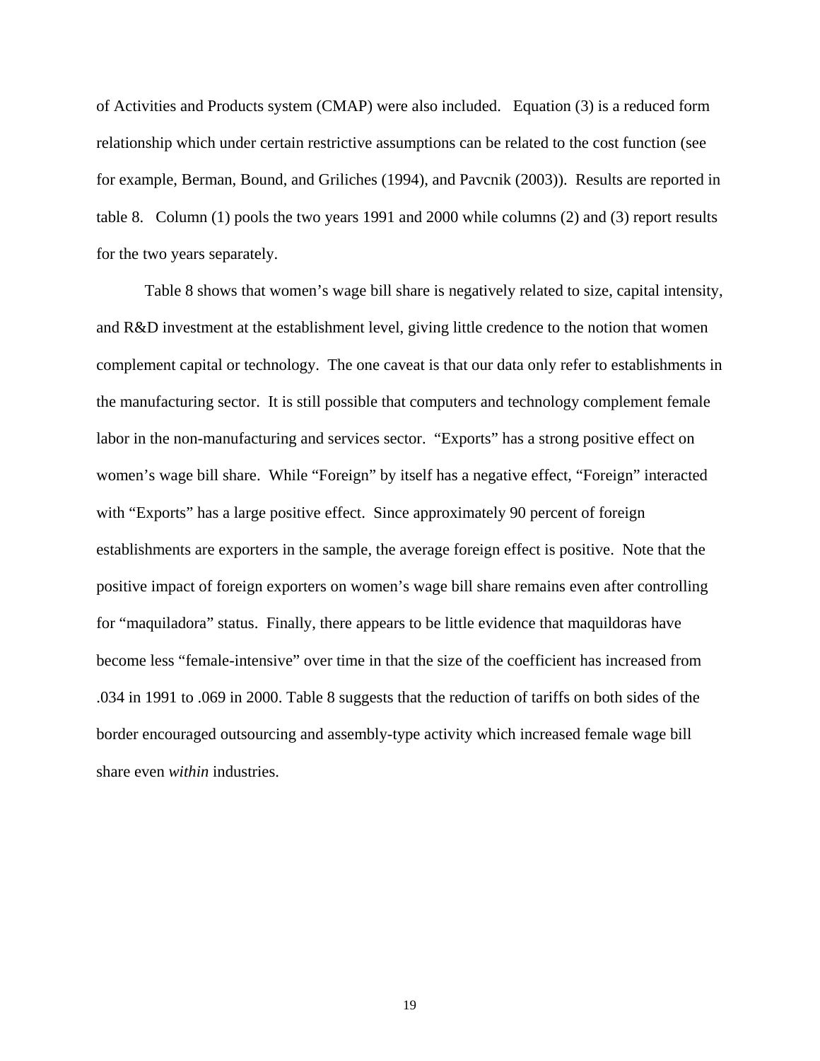of Activities and Products system (CMAP) were also included. Equation (3) is a reduced form relationship which under certain restrictive assumptions can be related to the cost function (see for example, Berman, Bound, and Griliches (1994), and Pavcnik (2003)). Results are reported in table 8. Column (1) pools the two years 1991 and 2000 while columns (2) and (3) report results for the two years separately.

Table 8 shows that women's wage bill share is negatively related to size, capital intensity, and R&D investment at the establishment level, giving little credence to the notion that women complement capital or technology. The one caveat is that our data only refer to establishments in the manufacturing sector. It is still possible that computers and technology complement female labor in the non-manufacturing and services sector. "Exports" has a strong positive effect on women's wage bill share. While "Foreign" by itself has a negative effect, "Foreign" interacted with "Exports" has a large positive effect. Since approximately 90 percent of foreign establishments are exporters in the sample, the average foreign effect is positive. Note that the positive impact of foreign exporters on women's wage bill share remains even after controlling for "maquiladora" status. Finally, there appears to be little evidence that maquildoras have become less "female-intensive" over time in that the size of the coefficient has increased from .034 in 1991 to .069 in 2000. Table 8 suggests that the reduction of tariffs on both sides of the border encouraged outsourcing and assembly-type activity which increased female wage bill share even *within* industries.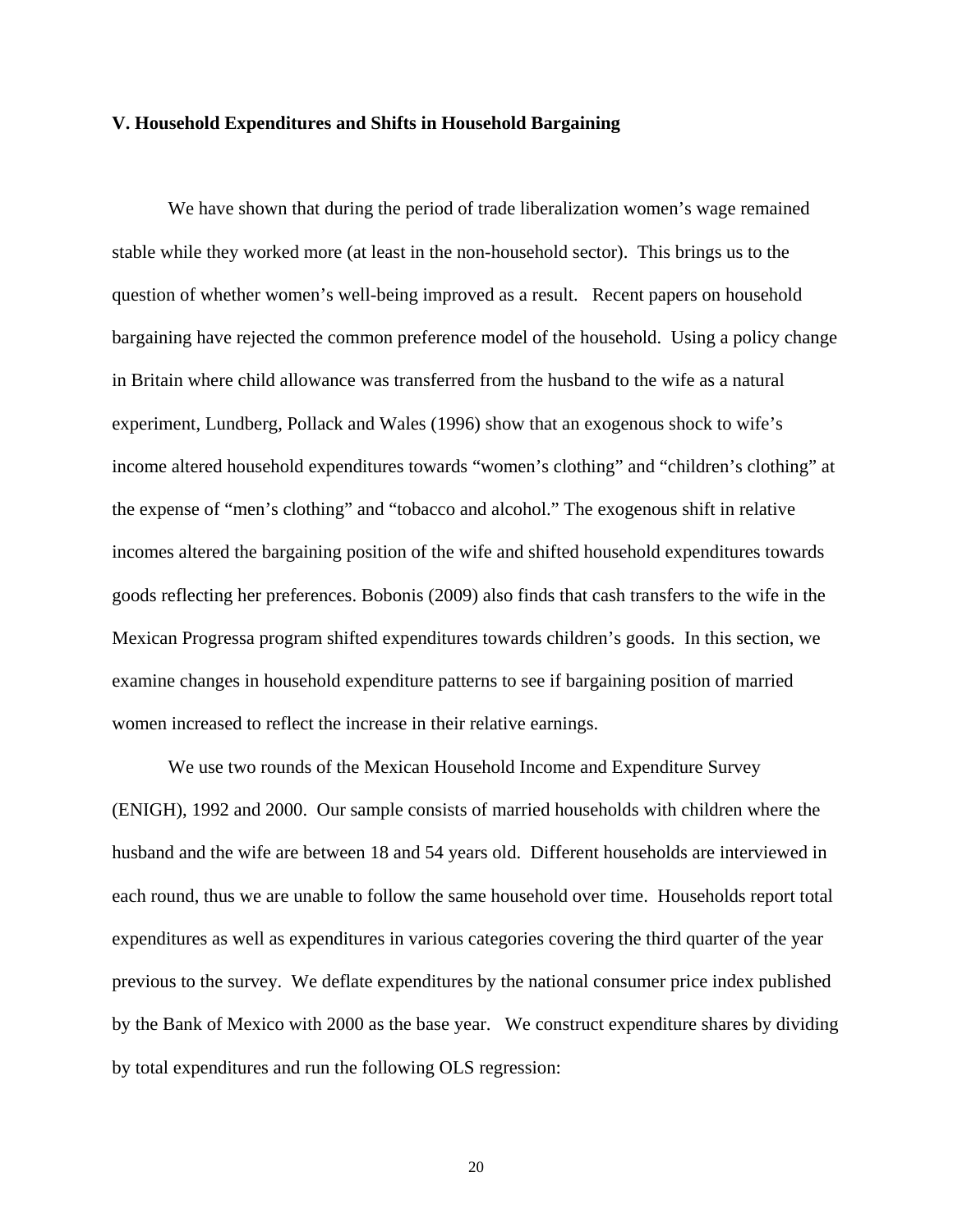## V. Household Expenditures and Shifts in Household Bargaining

We have shown that during the period of trade liberalization women's wage remained stable while they worked more (at least in the non-household sector). This brings us to the question of whether women's well-being improved as a result. Recent papers on household bargaining have rejected the common preference model of the household. Using a policy change in Britain where child allowance was transferred from the husband to the wife as a natural experiment, Lundberg, Pollack and Wales (1996) show that an exogenous shock to wife's income altered household expenditures towards "women's clothing" and "children's clothing" at the expense of "men's clothing" and "tobacco and alcohol." The exogenous shift in relative incomes altered the bargaining position of the wife and shifted household expenditures towards goods reflecting her preferences. Bobonis (2009) also finds that cash transfers to the wife in the Mexican Progressa program shifted expenditures towards children's goods. In this section, we examine changes in household expenditure patterns to see if bargaining position of married women increased to reflect the increase in their relative earnings.

We use two rounds of the Mexican Household Income and Expenditure Survey (ENIGH), 1992 and 2000. Our sample consists of married households with children where the husband and the wife are between 18 and 54 years old. Different households are interviewed in each round, thus we are unable to follow the same household over time. Households report total expenditures as well as expenditures in various categories covering the third quarter of the year previous to the survey. We deflate expenditures by the national consumer price index published by the Bank of Mexico with 2000 as the base year. We construct expenditure shares by dividing by total expenditures and run the following OLS regression: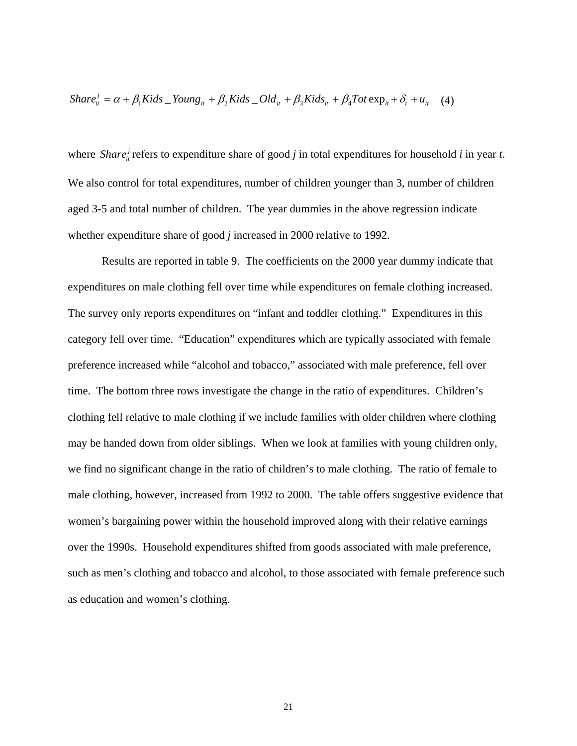$$Share_{it}^{j} = \alpha + \beta_1 Kids\_Young_{it} + \beta_2 Kids\_Old_{it} + \beta_3 Kids_{it} + \beta_4 Tot\exp_{it} + \delta_t + u_{it} \quad (4)$$

where $Share_{it}^{j}$ refers to expenditure share of good *j* in total expenditures for household *i* in year *t*. We also control for total expenditures, number of children younger than 3, number of children aged 3-5 and total number of children. The year dummies in the above regression indicate whether expenditure share of good *j* increased in 2000 relative to 1992.

Results are reported in table 9. The coefficients on the 2000 year dummy indicate that expenditures on male clothing fell over time while expenditures on female clothing increased. The survey only reports expenditures on "infant and toddler clothing." Expenditures in this category fell over time. "Education" expenditures which are typically associated with female preference increased while "alcohol and tobacco," associated with male preference, fell over time. The bottom three rows investigate the change in the ratio of expenditures. Children's clothing fell relative to male clothing if we include families with older children where clothing may be handed down from older siblings. When we look at families with young children only, we find no significant change in the ratio of children's to male clothing. The ratio of female to male clothing, however, increased from 1992 to 2000. The table offers suggestive evidence that women's bargaining power within the household improved along with their relative earnings over the 1990s. Household expenditures shifted from goods associated with male preference, such as men's clothing and tobacco and alcohol, to those associated with female preference such as education and women's clothing.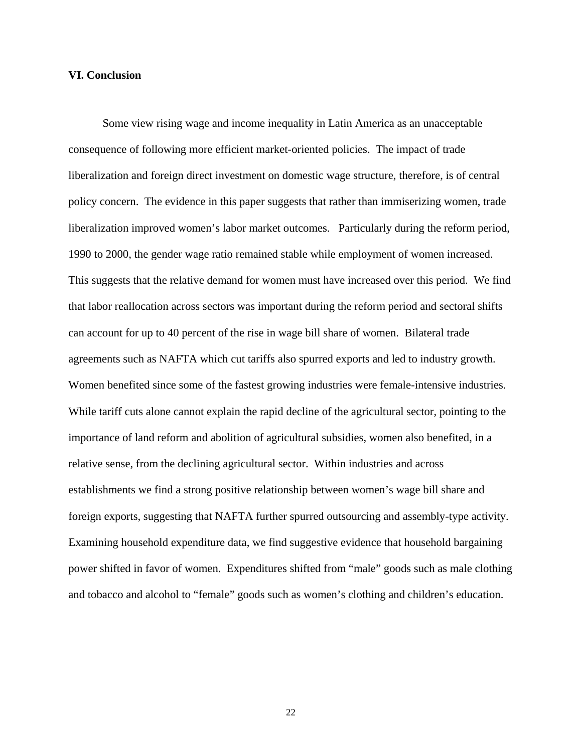## VI. Conclusion

Some view rising wage and income inequality in Latin America as an unacceptable consequence of following more efficient market-oriented policies. The impact of trade liberalization and foreign direct investment on domestic wage structure, therefore, is of central policy concern. The evidence in this paper suggests that rather than immiserizing women, trade liberalization improved women's labor market outcomes. Particularly during the reform period, 1990 to 2000, the gender wage ratio remained stable while employment of women increased. This suggests that the relative demand for women must have increased over this period. We find that labor reallocation across sectors was important during the reform period and sectoral shifts can account for up to 40 percent of the rise in wage bill share of women. Bilateral trade agreements such as NAFTA which cut tariffs also spurred exports and led to industry growth. Women benefited since some of the fastest growing industries were female-intensive industries. While tariff cuts alone cannot explain the rapid decline of the agricultural sector, pointing to the importance of land reform and abolition of agricultural subsidies, women also benefited, in a relative sense, from the declining agricultural sector. Within industries and across establishments we find a strong positive relationship between women's wage bill share and foreign exports, suggesting that NAFTA further spurred outsourcing and assembly-type activity. Examining household expenditure data, we find suggestive evidence that household bargaining power shifted in favor of women. Expenditures shifted from "male" goods such as male clothing and tobacco and alcohol to "female" goods such as women's clothing and children's education.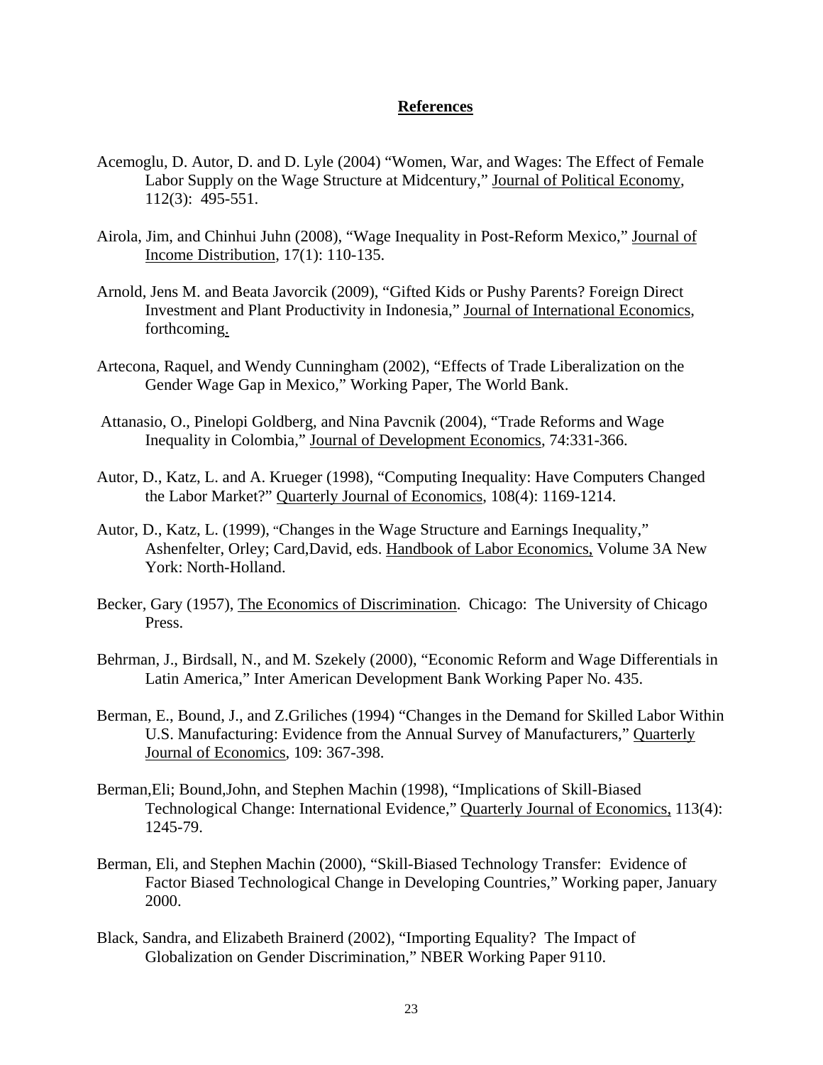## References

Acemoglu, D. Autor, D. and D. Lyle (2004) “Women, War, and Wages: The Effect of Female Labor Supply on the Wage Structure at Midcentury,” Journal of Political Economy, 112(3): 495-551.

Airola, Jim, and Chinhui Juhn (2008), “Wage Inequality in Post-Reform Mexico,” Journal of Income Distribution, 17(1): 110-135.

Arnold, Jens M. and Beata Javorcik (2009), “Gifted Kids or Pushy Parents? Foreign Direct Investment and Plant Productivity in Indonesia,” Journal of International Economics, forthcoming.

Artecona, Raquel, and Wendy Cunningham (2002), “Effects of Trade Liberalization on the Gender Wage Gap in Mexico,” Working Paper, The World Bank.

Attanasio, O., Pinelopi Goldberg, and Nina Pavcnik (2004), “Trade Reforms and Wage Inequality in Colombia,” Journal of Development Economics, 74:331-366.

Autor, D., Katz, L. and A. Krueger (1998), “Computing Inequality: Have Computers Changed the Labor Market?” Quarterly Journal of Economics, 108(4): 1169-1214.

Autor, D., Katz, L. (1999), “Changes in the Wage Structure and Earnings Inequality,” Ashenfelter, Orley; Card,David, eds. Handbook of Labor Economics, Volume 3A New York: North-Holland.

Becker, Gary (1957), The Economics of Discrimination. Chicago: The University of Chicago Press.

Behrman, J., Birdsall, N., and M. Szekely (2000), “Economic Reform and Wage Differentials in Latin America,” Inter American Development Bank Working Paper No. 435.

Berman, E., Bound, J., and Z.Griliches (1994) “Changes in the Demand for Skilled Labor Within U.S. Manufacturing: Evidence from the Annual Survey of Manufacturers,” Quarterly Journal of Economics, 109: 367-398.

Berman,Eli; Bound,John, and Stephen Machin (1998), “Implications of Skill-Biased Technological Change: International Evidence,” Quarterly Journal of Economics, 113(4): 1245-79.

Berman, Eli, and Stephen Machin (2000), “Skill-Biased Technology Transfer: Evidence of Factor Biased Technological Change in Developing Countries,” Working paper, January 2000.

Black, Sandra, and Elizabeth Brainerd (2002), “Importing Equality? The Impact of Globalization on Gender Discrimination,” NBER Working Paper 9110.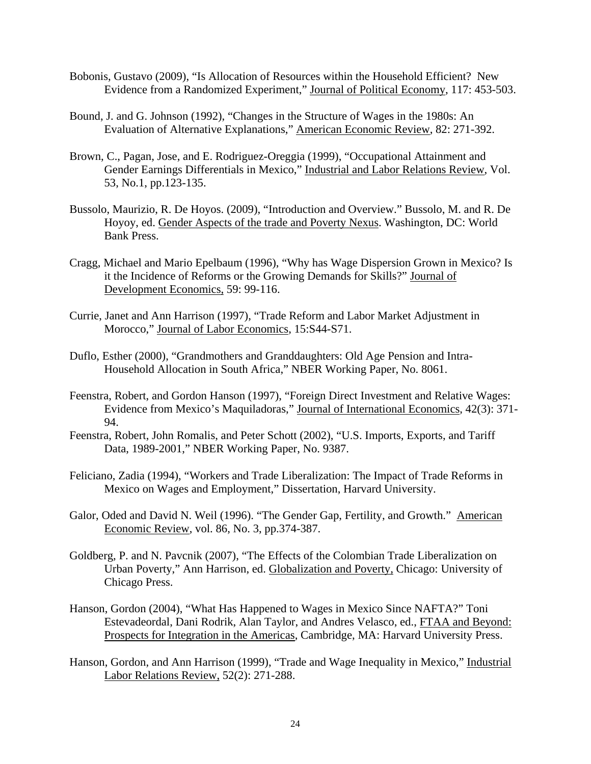Bobonis, Gustavo (2009), "Is Allocation of Resources within the Household Efficient? New Evidence from a Randomized Experiment," Journal of Political Economy, 117: 453-503.

Bound, J. and G. Johnson (1992), "Changes in the Structure of Wages in the 1980s: An Evaluation of Alternative Explanations," American Economic Review, 82: 271-392.

Brown, C., Pagan, Jose, and E. Rodriguez-Oreggia (1999), "Occupational Attainment and Gender Earnings Differentials in Mexico," Industrial and Labor Relations Review, Vol. 53, No.1, pp.123-135.

Bussolo, Maurizio, R. De Hoyos. (2009), "Introduction and Overview." Bussolo, M. and R. De Hoyoy, ed. Gender Aspects of the trade and Poverty Nexus. Washington, DC: World Bank Press.

Cragg, Michael and Mario Epelbaum (1996), "Why has Wage Dispersion Grown in Mexico? Is it the Incidence of Reforms or the Growing Demands for Skills?" Journal of Development Economics, 59: 99-116.

Currie, Janet and Ann Harrison (1997), "Trade Reform and Labor Market Adjustment in Morocco," Journal of Labor Economics, 15:S44-S71.

Duflo, Esther (2000), "Grandmothers and Granddaughters: Old Age Pension and Intra-Household Allocation in South Africa," NBER Working Paper, No. 8061.

Feenstra, Robert, and Gordon Hanson (1997), "Foreign Direct Investment and Relative Wages: Evidence from Mexico's Maquiladoras," Journal of International Economics, 42(3): 371-94.

Feenstra, Robert, John Romalis, and Peter Schott (2002), "U.S. Imports, Exports, and Tariff Data, 1989-2001," NBER Working Paper, No. 9387.

Feliciano, Zadia (1994), "Workers and Trade Liberalization: The Impact of Trade Reforms in Mexico on Wages and Employment," Dissertation, Harvard University.

Galor, Oded and David N. Weil (1996). "The Gender Gap, Fertility, and Growth." American Economic Review, vol. 86, No. 3, pp.374-387.

Goldberg, P. and N. Pavcnik (2007), "The Effects of the Colombian Trade Liberalization on Urban Poverty," Ann Harrison, ed. Globalization and Poverty, Chicago: University of Chicago Press.

Hanson, Gordon (2004), "What Has Happened to Wages in Mexico Since NAFTA?" Toni Estevadeordal, Dani Rodrik, Alan Taylor, and Andres Velasco, ed., FTAA and Beyond: Prospects for Integration in the Americas, Cambridge, MA: Harvard University Press.

Hanson, Gordon, and Ann Harrison (1999), "Trade and Wage Inequality in Mexico," Industrial Labor Relations Review, 52(2): 271-288.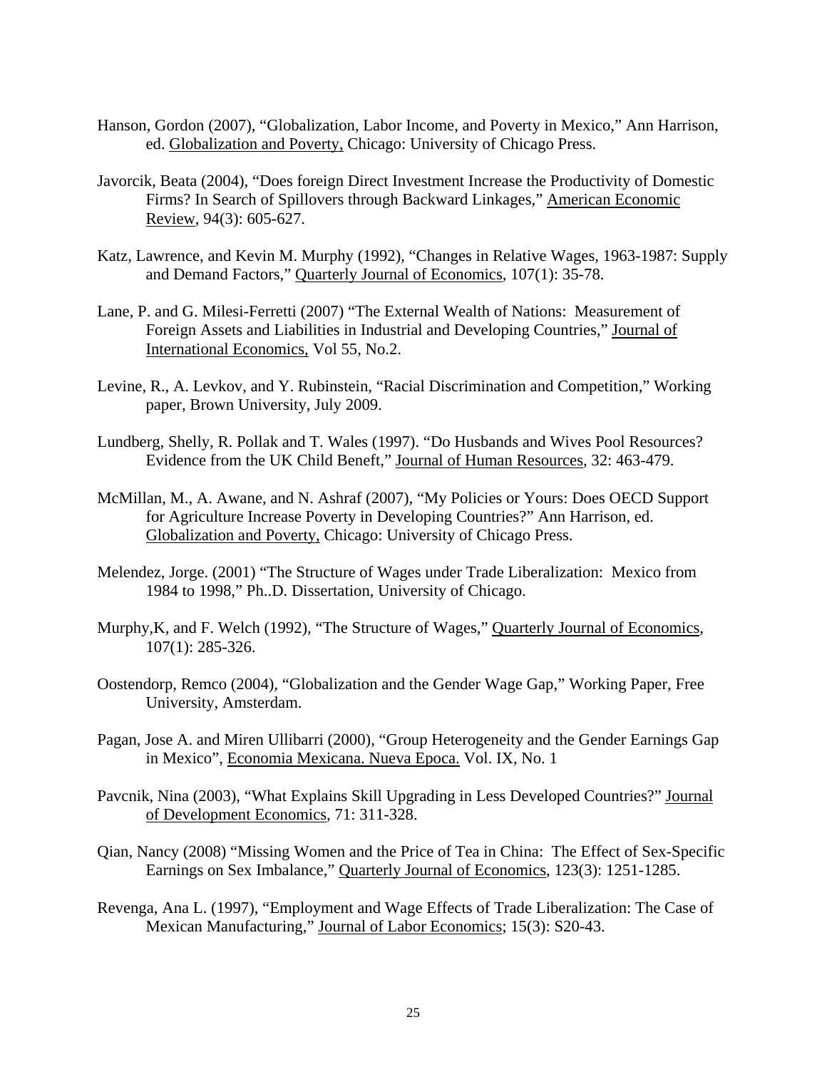Hanson, Gordon (2007), "Globalization, Labor Income, and Poverty in Mexico," Ann Harrison, ed. Globalization and Poverty, Chicago: University of Chicago Press.

Javorcik, Beata (2004), "Does foreign Direct Investment Increase the Productivity of Domestic Firms? In Search of Spillovers through Backward Linkages," American Economic Review, 94(3): 605-627.

Katz, Lawrence, and Kevin M. Murphy (1992), "Changes in Relative Wages, 1963-1987: Supply and Demand Factors," Quarterly Journal of Economics, 107(1): 35-78.

Lane, P. and G. Milesi-Ferretti (2007) "The External Wealth of Nations: Measurement of Foreign Assets and Liabilities in Industrial and Developing Countries," Journal of International Economics, Vol 55, No.2.

Levine, R., A. Levkov, and Y. Rubinstein, "Racial Discrimination and Competition," Working paper, Brown University, July 2009.

Lundberg, Shelly, R. Pollak and T. Wales (1997). "Do Husbands and Wives Pool Resources? Evidence from the UK Child Beneft," Journal of Human Resources, 32: 463-479.

McMillan, M., A. Awane, and N. Ashraf (2007), "My Policies or Yours: Does OECD Support for Agriculture Increase Poverty in Developing Countries?" Ann Harrison, ed. Globalization and Poverty, Chicago: University of Chicago Press.

Melendez, Jorge. (2001) "The Structure of Wages under Trade Liberalization: Mexico from 1984 to 1998," Ph..D. Dissertation, University of Chicago.

Murphy,K, and F. Welch (1992), "The Structure of Wages," Quarterly Journal of Economics, 107(1): 285-326.

Oostendorp, Remco (2004), "Globalization and the Gender Wage Gap," Working Paper, Free University, Amsterdam.

Pagan, Jose A. and Miren Ullibarri (2000), "Group Heterogeneity and the Gender Earnings Gap in Mexico", Economia Mexicana. Nueva Epoca. Vol. IX, No. 1

Pavcnik, Nina (2003), "What Explains Skill Upgrading in Less Developed Countries?" Journal of Development Economics, 71: 311-328.

Qian, Nancy (2008) "Missing Women and the Price of Tea in China: The Effect of Sex-Specific Earnings on Sex Imbalance," Quarterly Journal of Economics, 123(3): 1251-1285.

Revenga, Ana L. (1997), "Employment and Wage Effects of Trade Liberalization: The Case of Mexican Manufacturing," Journal of Labor Economics; 15(3): S20-43.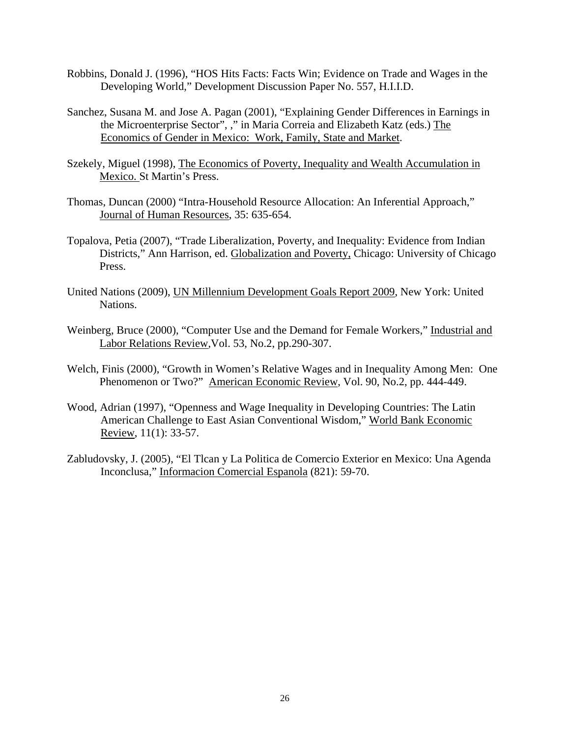Robbins, Donald J. (1996), "HOS Hits Facts: Facts Win; Evidence on Trade and Wages in the Developing World," Development Discussion Paper No. 557, H.I.I.D.

Sanchez, Susana M. and Jose A. Pagan (2001), "Explaining Gender Differences in Earnings in the Microenterprise Sector", ," in Maria Correia and Elizabeth Katz (eds.) The Economics of Gender in Mexico: Work, Family, State and Market.

Szekely, Miguel (1998), The Economics of Poverty, Inequality and Wealth Accumulation in Mexico. St Martin's Press.

Thomas, Duncan (2000) "Intra-Household Resource Allocation: An Inferential Approach," Journal of Human Resources, 35: 635-654.

Topalova, Petia (2007), "Trade Liberalization, Poverty, and Inequality: Evidence from Indian Districts," Ann Harrison, ed. Globalization and Poverty, Chicago: University of Chicago Press.

United Nations (2009), UN Millennium Development Goals Report 2009, New York: United Nations.

Weinberg, Bruce (2000), "Computer Use and the Demand for Female Workers," Industrial and Labor Relations Review,Vol. 53, No.2, pp.290-307.

Welch, Finis (2000), "Growth in Women's Relative Wages and in Inequality Among Men: One Phenomenon or Two?" American Economic Review, Vol. 90, No.2, pp. 444-449.

Wood, Adrian (1997), "Openness and Wage Inequality in Developing Countries: The Latin American Challenge to East Asian Conventional Wisdom," World Bank Economic Review, 11(1): 33-57.

Zabludovsky, J. (2005), "El Tlcan y La Politica de Comercio Exterior en Mexico: Una Agenda Inconclusa," Informacion Comercial Espanola (821): 59-70.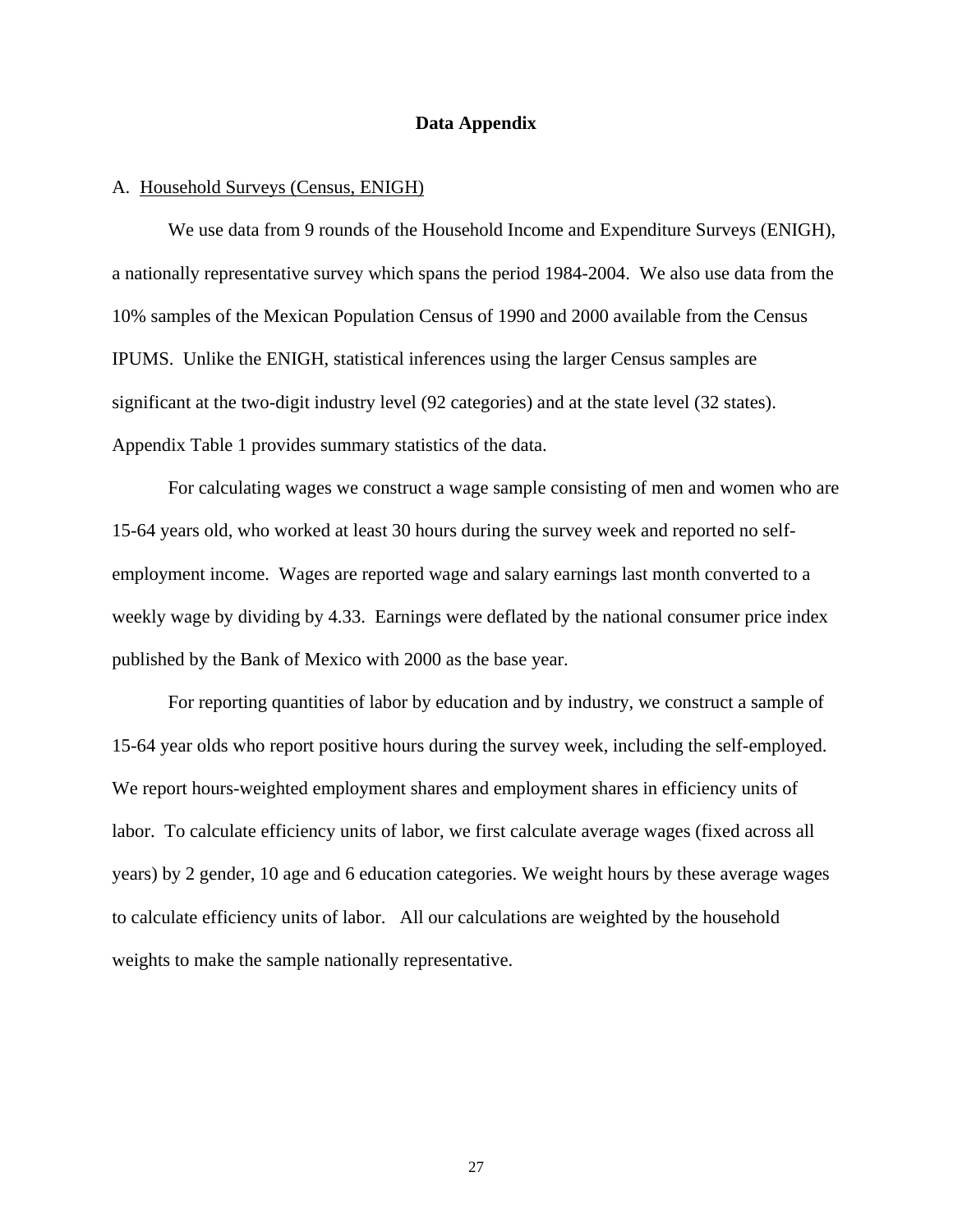## Data Appendix

A. Household Surveys (Census, ENIGH)

We use data from 9 rounds of the Household Income and Expenditure Surveys (ENIGH), a nationally representative survey which spans the period 1984-2004. We also use data from the 10% samples of the Mexican Population Census of 1990 and 2000 available from the Census IPUMS. Unlike the ENIGH, statistical inferences using the larger Census samples are significant at the two-digit industry level (92 categories) and at the state level (32 states). Appendix Table 1 provides summary statistics of the data.

For calculating wages we construct a wage sample consisting of men and women who are 15-64 years old, who worked at least 30 hours during the survey week and reported no self-employment income. Wages are reported wage and salary earnings last month converted to a weekly wage by dividing by 4.33. Earnings were deflated by the national consumer price index published by the Bank of Mexico with 2000 as the base year.

For reporting quantities of labor by education and by industry, we construct a sample of 15-64 year olds who report positive hours during the survey week, including the self-employed. We report hours-weighted employment shares and employment shares in efficiency units of labor. To calculate efficiency units of labor, we first calculate average wages (fixed across all years) by 2 gender, 10 age and 6 education categories. We weight hours by these average wages to calculate efficiency units of labor. All our calculations are weighted by the household weights to make the sample nationally representative.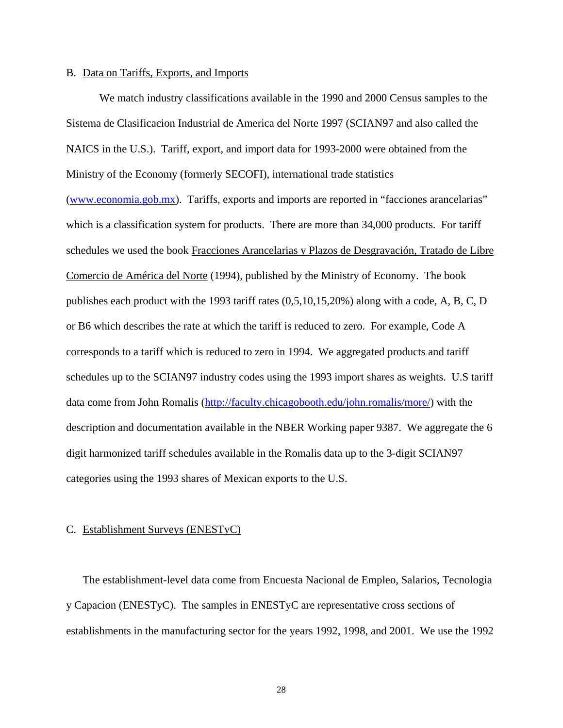B. <u>Data on Tariffs, Exports, and Imports</u>

We match industry classifications available in the 1990 and 2000 Census samples to the Sistema de Clasificacion Industrial de America del Norte 1997 (SCIAN97 and also called the NAICS in the U.S.). Tariff, export, and import data for 1993-2000 were obtained from the Ministry of the Economy (formerly SECOFI), international trade statistics (www.economia.gob.mx). Tariffs, exports and imports are reported in "facciones arancelarias" which is a classification system for products. There are more than 34,000 products. For tariff schedules we used the book <u>Fracciones Arancelarias y Plazos de Desgravación, Tratado de Libre Comercio de América del Norte</u> (1994), published by the Ministry of Economy. The book publishes each product with the 1993 tariff rates (0,5,10,15,20%) along with a code, A, B, C, D or B6 which describes the rate at which the tariff is reduced to zero. For example, Code A corresponds to a tariff which is reduced to zero in 1994. We aggregated products and tariff schedules up to the SCIAN97 industry codes using the 1993 import shares as weights. U.S tariff data come from John Romalis (http://faculty.chicagobooth.edu/john.romalis/more/) with the description and documentation available in the NBER Working paper 9387. We aggregate the 6 digit harmonized tariff schedules available in the Romalis data up to the 3-digit SCIAN97 categories using the 1993 shares of Mexican exports to the U.S.

C. <u>Establishment Surveys (ENESTyC)</u>

The establishment-level data come from Encuesta Nacional de Empleo, Salarios, Tecnologia y Capacion (ENESTyC). The samples in ENESTyC are representative cross sections of establishments in the manufacturing sector for the years 1992, 1998, and 2001. We use the 1992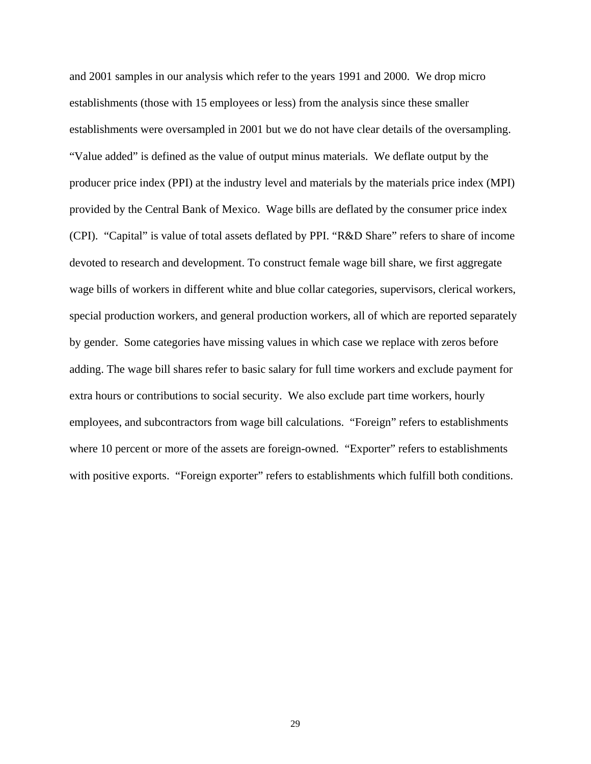and 2001 samples in our analysis which refer to the years 1991 and 2000. We drop micro establishments (those with 15 employees or less) from the analysis since these smaller establishments were oversampled in 2001 but we do not have clear details of the oversampling. "Value added" is defined as the value of output minus materials. We deflate output by the producer price index (PPI) at the industry level and materials by the materials price index (MPI) provided by the Central Bank of Mexico. Wage bills are deflated by the consumer price index (CPI). "Capital" is value of total assets deflated by PPI. "R&D Share" refers to share of income devoted to research and development. To construct female wage bill share, we first aggregate wage bills of workers in different white and blue collar categories, supervisors, clerical workers, special production workers, and general production workers, all of which are reported separately by gender. Some categories have missing values in which case we replace with zeros before adding. The wage bill shares refer to basic salary for full time workers and exclude payment for extra hours or contributions to social security. We also exclude part time workers, hourly employees, and subcontractors from wage bill calculations. "Foreign" refers to establishments where 10 percent or more of the assets are foreign-owned. "Exporter" refers to establishments with positive exports. "Foreign exporter" refers to establishments which fulfill both conditions.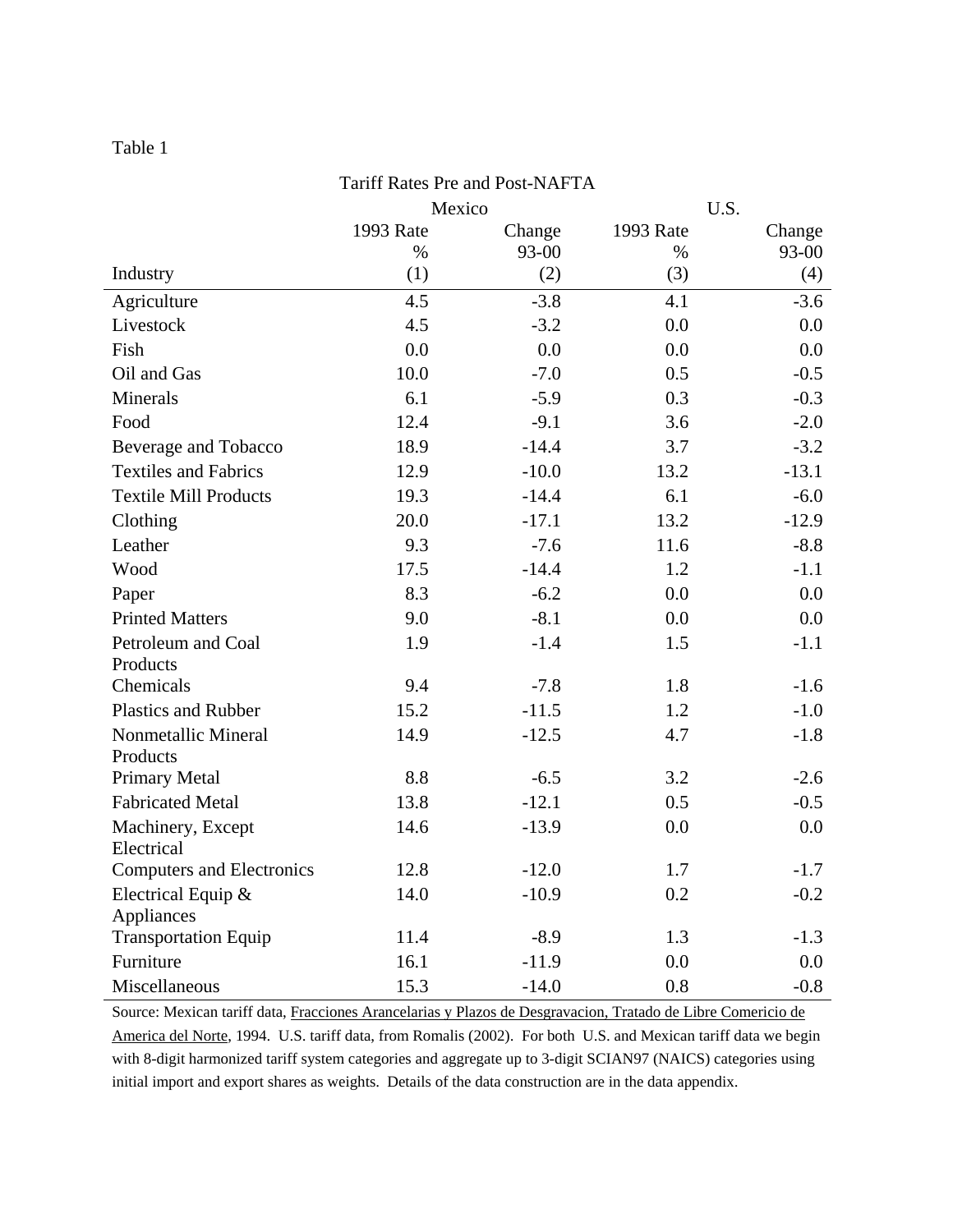Table 1

Tariff Rates Pre and Post-NAFTA

| | Mexico | | U.S. | |
|---|---|---|---|---|
| | 1993 Rate % | Change 93-00 | 1993 Rate % | Change 93-00 |
| Industry | (1) | (2) | (3) | (4) |
| Agriculture | 4.5 | -3.8 | 4.1 | -3.6 |
| Livestock | 4.5 | -3.2 | 0.0 | 0.0 |
| Fish | 0.0 | 0.0 | 0.0 | 0.0 |
| Oil and Gas | 10.0 | -7.0 | 0.5 | -0.5 |
| Minerals | 6.1 | -5.9 | 0.3 | -0.3 |
| Food | 12.4 | -9.1 | 3.6 | -2.0 |
| Beverage and Tobacco | 18.9 | -14.4 | 3.7 | -3.2 |
| Textiles and Fabrics | 12.9 | -10.0 | 13.2 | -13.1 |
| Textile Mill Products | 19.3 | -14.4 | 6.1 | -6.0 |
| Clothing | 20.0 | -17.1 | 13.2 | -12.9 |
| Leather | 9.3 | -7.6 | 11.6 | -8.8 |
| Wood | 17.5 | -14.4 | 1.2 | -1.1 |
| Paper | 8.3 | -6.2 | 0.0 | 0.0 |
| Printed Matters | 9.0 | -8.1 | 0.0 | 0.0 |
| Petroleum and Coal Products | 1.9 | -1.4 | 1.5 | -1.1 |
| Chemicals | 9.4 | -7.8 | 1.8 | -1.6 |
| Plastics and Rubber | 15.2 | -11.5 | 1.2 | -1.0 |
| Nonmetallic Mineral Products | 14.9 | -12.5 | 4.7 | -1.8 |
| Primary Metal | 8.8 | -6.5 | 3.2 | -2.6 |
| Fabricated Metal | 13.8 | -12.1 | 0.5 | -0.5 |
| Machinery, Except Electrical | 14.6 | -13.9 | 0.0 | 0.0 |
| Computers and Electronics | 12.8 | -12.0 | 1.7 | -1.7 |
| Electrical Equip & Appliances | 14.0 | -10.9 | 0.2 | -0.2 |
| Transportation Equip | 11.4 | -8.9 | 1.3 | -1.3 |
| Furniture | 16.1 | -11.9 | 0.0 | 0.0 |
| Miscellaneous | 15.3 | -14.0 | 0.8 | -0.8 |

Source: Mexican tariff data, Fracciones Arancelarias y Plazos de Desgravacion, Tratado de Libre Comericio de America del Norte, 1994. U.S. tariff data, from Romalis (2002). For both U.S. and Mexican tariff data we begin with 8-digit harmonized tariff system categories and aggregate up to 3-digit SCIAN97 (NAICS) categories using initial import and export shares as weights. Details of the data construction are in the data appendix.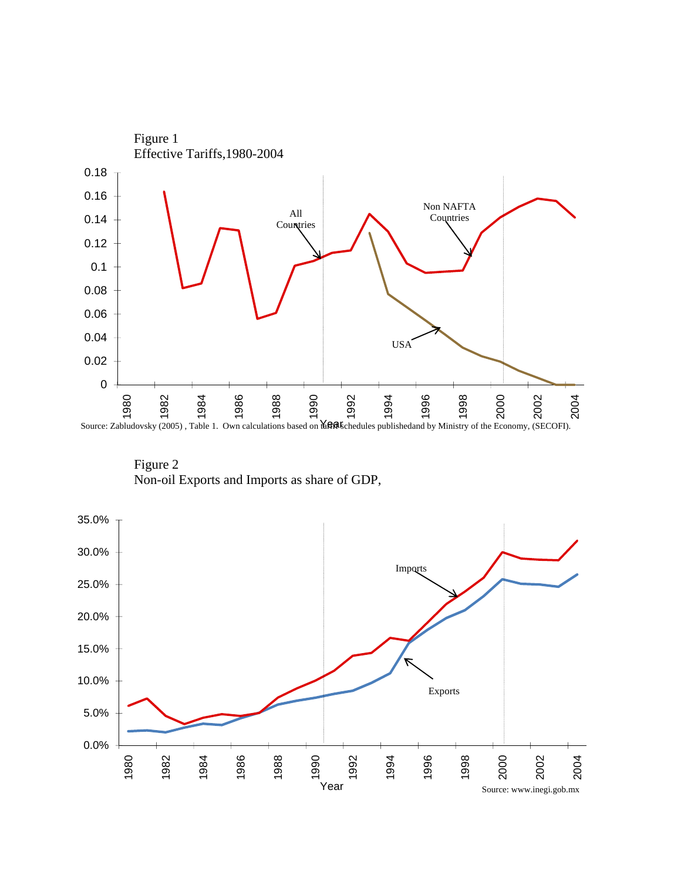Figure 1
Effective Tariffs,1980-2004

Source: Zabludovsky (2005) , Table 1. Own calculations based on tariff schedules publishedand by Ministry of the Economy, (SECOFI).

Figure 2
Non-oil Exports and Imports as share of GDP,

Source: www.inegi.gob.mx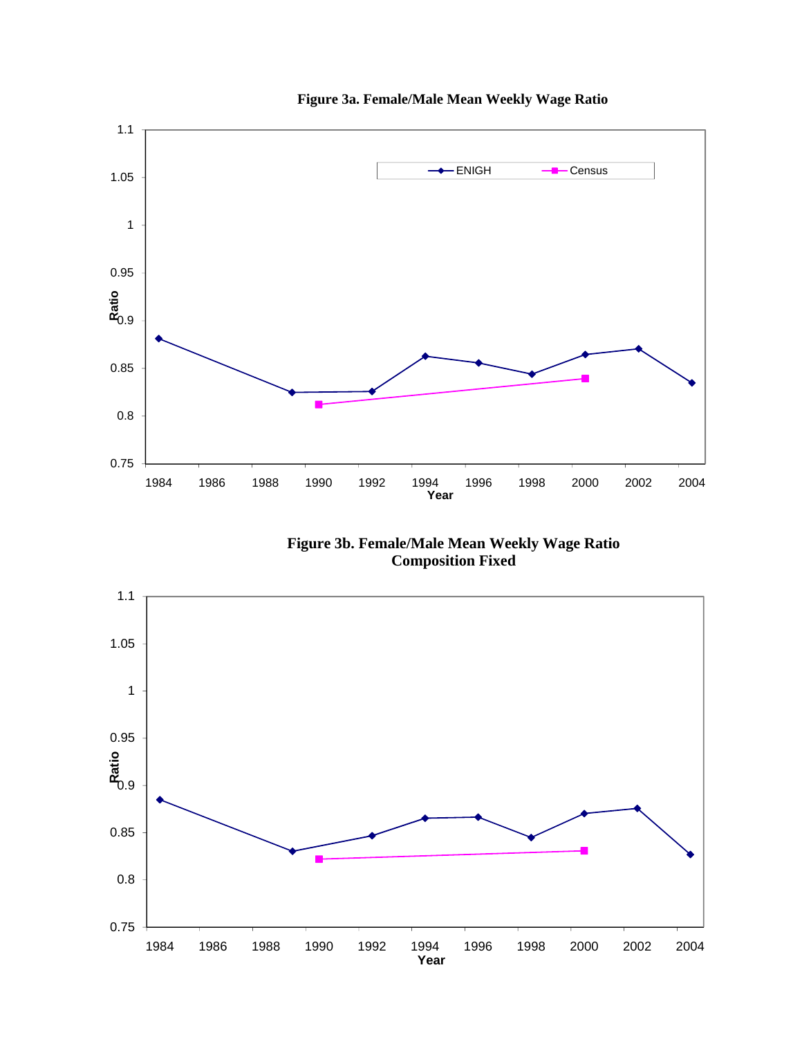**Figure 3a. Female/Male Mean Weekly Wage Ratio**

**Figure 3b. Female/Male Mean Weekly Wage Ratio Composition Fixed**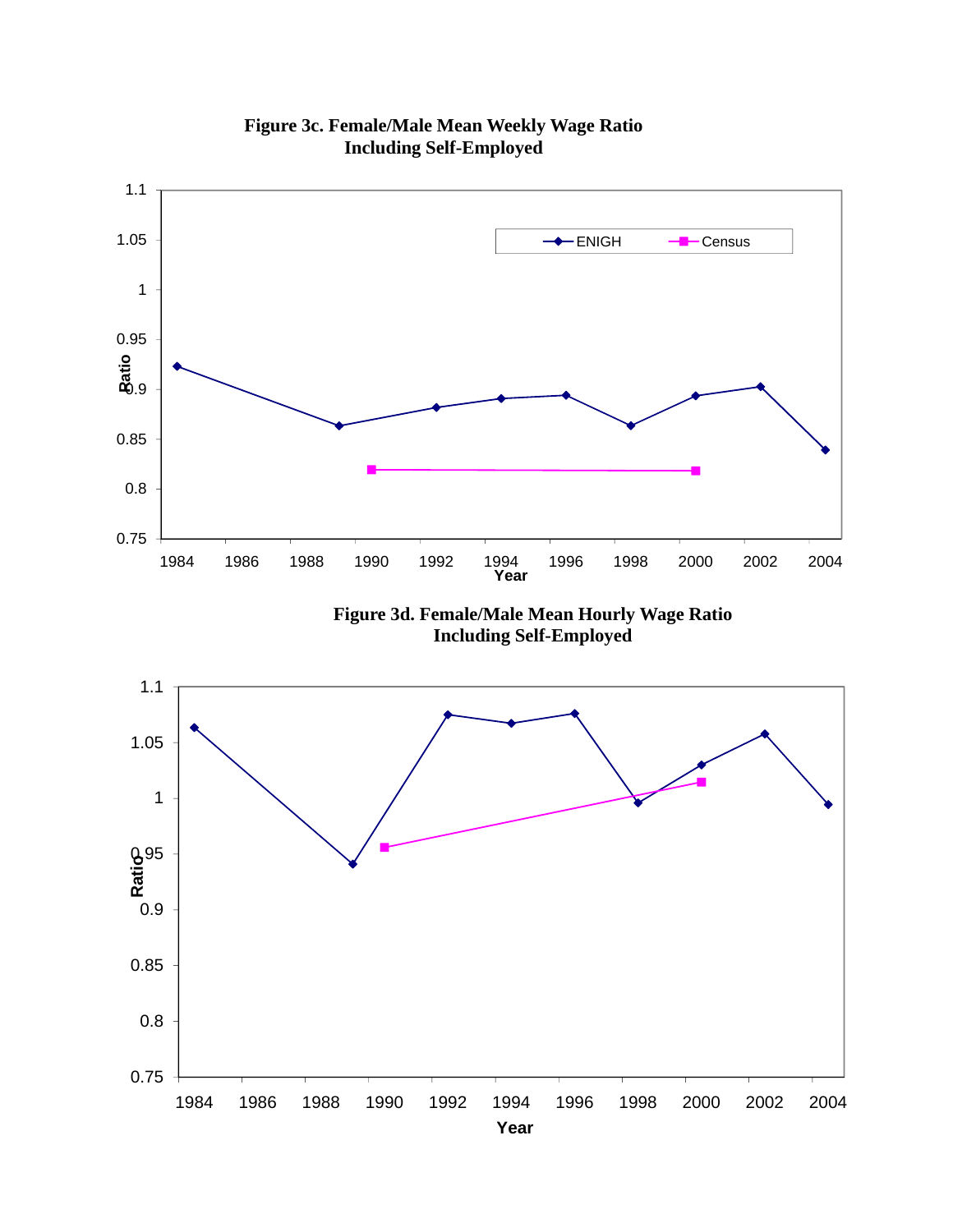**Figure 3c. Female/Male Mean Weekly Wage Ratio Including Self-Employed**

**Figure 3d. Female/Male Mean Hourly Wage Ratio Including Self-Employed**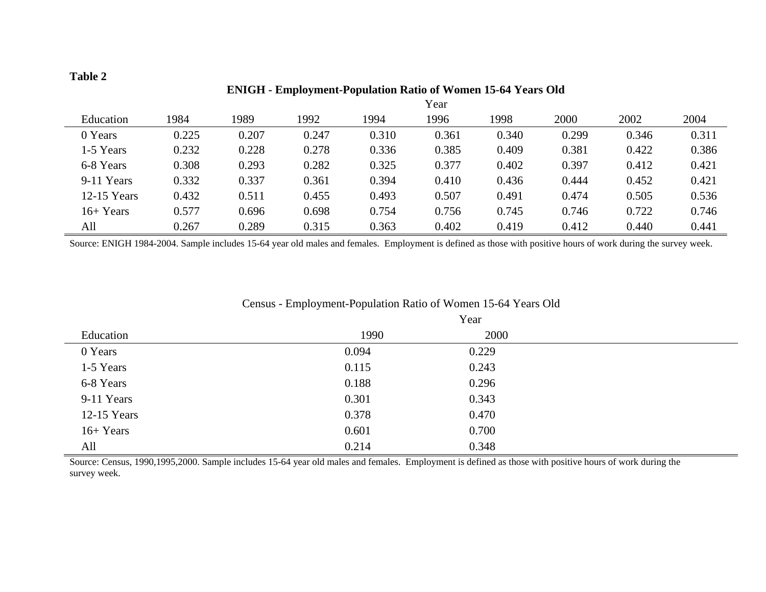**Table 2**

**ENIGH - Employment-Population Ratio of Women 15-64 Years Old**

| Education | 1984 | 1989 | 1992 | 1994 | 1996 | 1998 | 2000 | 2002 | 2004 |
|---|---|---|---|---|---|---|---|---|---|
| 0 Years | 0.225 | 0.207 | 0.247 | 0.310 | 0.361 | 0.340 | 0.299 | 0.346 | 0.311 |
| 1-5 Years | 0.232 | 0.228 | 0.278 | 0.336 | 0.385 | 0.409 | 0.381 | 0.422 | 0.386 |
| 6-8 Years | 0.308 | 0.293 | 0.282 | 0.325 | 0.377 | 0.402 | 0.397 | 0.412 | 0.421 |
| 9-11 Years | 0.332 | 0.337 | 0.361 | 0.394 | 0.410 | 0.436 | 0.444 | 0.452 | 0.421 |
| 12-15 Years | 0.432 | 0.511 | 0.455 | 0.493 | 0.507 | 0.491 | 0.474 | 0.505 | 0.536 |
| 16+ Years | 0.577 | 0.696 | 0.698 | 0.754 | 0.756 | 0.745 | 0.746 | 0.722 | 0.746 |
| All | 0.267 | 0.289 | 0.315 | 0.363 | 0.402 | 0.419 | 0.412 | 0.440 | 0.441 |

Source: ENIGH 1984-2004. Sample includes 15-64 year old males and females. Employment is defined as those with positive hours of work during the survey week.

Census - Employment-Population Ratio of Women 15-64 Years Old

| Education | 1990 | 2000 |
|---|---|---|
| 0 Years | 0.094 | 0.229 |
| 1-5 Years | 0.115 | 0.243 |
| 6-8 Years | 0.188 | 0.296 |
| 9-11 Years | 0.301 | 0.343 |
| 12-15 Years | 0.378 | 0.470 |
| 16+ Years | 0.601 | 0.700 |
| All | 0.214 | 0.348 |

Source: Census, 1990,1995,2000. Sample includes 15-64 year old males and females. Employment is defined as those with positive hours of work during the survey week.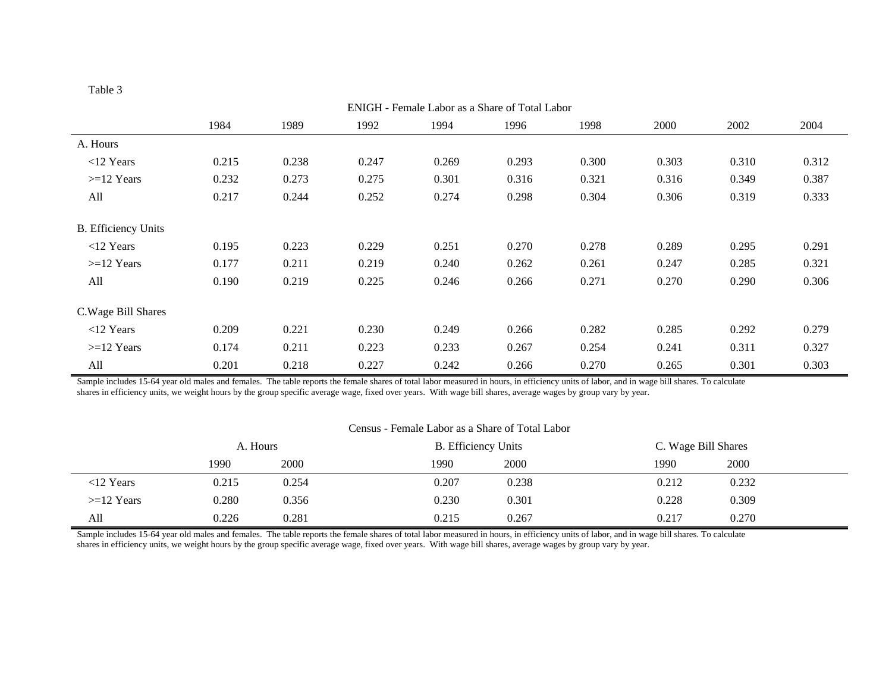Table 3

| ENIGH - Female Labor as a Share of Total Labor | | | | | | | | | |
|---|---|---|---|---|---|---|---|---|---|
| | 1984 | 1989 | 1992 | 1994 | 1996 | 1998 | 2000 | 2002 | 2004 |
| A. Hours | | | | | | | | | |
| <12 Years | 0.215 | 0.238 | 0.247 | 0.269 | 0.293 | 0.300 | 0.303 | 0.310 | 0.312 |
| >=12 Years | 0.232 | 0.273 | 0.275 | 0.301 | 0.316 | 0.321 | 0.316 | 0.349 | 0.387 |
| All | 0.217 | 0.244 | 0.252 | 0.274 | 0.298 | 0.304 | 0.306 | 0.319 | 0.333 |
| B. Efficiency Units | | | | | | | | | |
| <12 Years | 0.195 | 0.223 | 0.229 | 0.251 | 0.270 | 0.278 | 0.289 | 0.295 | 0.291 |
| >=12 Years | 0.177 | 0.211 | 0.219 | 0.240 | 0.262 | 0.261 | 0.247 | 0.285 | 0.321 |
| All | 0.190 | 0.219 | 0.225 | 0.246 | 0.266 | 0.271 | 0.270 | 0.290 | 0.306 |
| C.Wage Bill Shares | | | | | | | | | |
| <12 Years | 0.209 | 0.221 | 0.230 | 0.249 | 0.266 | 0.282 | 0.285 | 0.292 | 0.279 |
| >=12 Years | 0.174 | 0.211 | 0.223 | 0.233 | 0.267 | 0.254 | 0.241 | 0.311 | 0.327 |
| All | 0.201 | 0.218 | 0.227 | 0.242 | 0.266 | 0.270 | 0.265 | 0.301 | 0.303 |

Sample includes 15-64 year old males and females. The table reports the female shares of total labor measured in hours, in efficiency units of labor, and in wage bill shares. To calculate shares in efficiency units, we weight hours by the group specific average wage, fixed over years. With wage bill shares, average wages by group vary by year.

| Census - Female Labor as a Share of Total Labor | | | | | | |
|---|---|---|---|---|---|---|
| | A. Hours | | B. Efficiency Units | | C. Wage Bill Shares | |
| | 1990 | 2000 | 1990 | 2000 | 1990 | 2000 |
| <12 Years | 0.215 | 0.254 | 0.207 | 0.238 | 0.212 | 0.232 |
| >=12 Years | 0.280 | 0.356 | 0.230 | 0.301 | 0.228 | 0.309 |
| All | 0.226 | 0.281 | 0.215 | 0.267 | 0.217 | 0.270 |

Sample includes 15-64 year old males and females. The table reports the female shares of total labor measured in hours, in efficiency units of labor, and in wage bill shares. To calculate shares in efficiency units, we weight hours by the group specific average wage, fixed over years. With wage bill shares, average wages by group vary by year.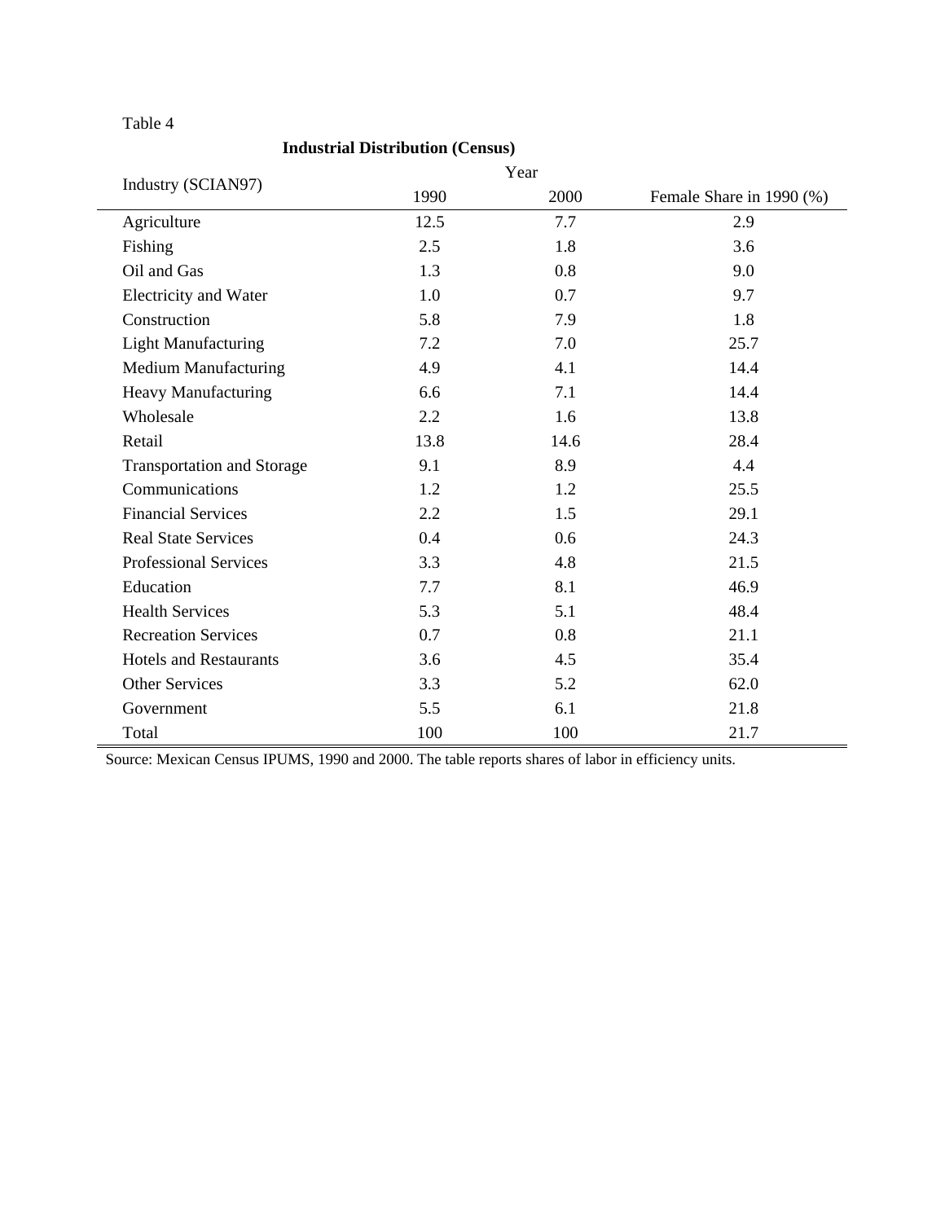Table 4

**Industrial Distribution (Census)**

| Industry (SCIAN97) | Year | | |
|---|---|---|---|
| | 1990 | 2000 | Female Share in 1990 (%) |
| Agriculture | 12.5 | 7.7 | 2.9 |
| Fishing | 2.5 | 1.8 | 3.6 |
| Oil and Gas | 1.3 | 0.8 | 9.0 |
| Electricity and Water | 1.0 | 0.7 | 9.7 |
| Construction | 5.8 | 7.9 | 1.8 |
| Light Manufacturing | 7.2 | 7.0 | 25.7 |
| Medium Manufacturing | 4.9 | 4.1 | 14.4 |
| Heavy Manufacturing | 6.6 | 7.1 | 14.4 |
| Wholesale | 2.2 | 1.6 | 13.8 |
| Retail | 13.8 | 14.6 | 28.4 |
| Transportation and Storage | 9.1 | 8.9 | 4.4 |
| Communications | 1.2 | 1.2 | 25.5 |
| Financial Services | 2.2 | 1.5 | 29.1 |
| Real State Services | 0.4 | 0.6 | 24.3 |
| Professional Services | 3.3 | 4.8 | 21.5 |
| Education | 7.7 | 8.1 | 46.9 |
| Health Services | 5.3 | 5.1 | 48.4 |
| Recreation Services | 0.7 | 0.8 | 21.1 |
| Hotels and Restaurants | 3.6 | 4.5 | 35.4 |
| Other Services | 3.3 | 5.2 | 62.0 |
| Government | 5.5 | 6.1 | 21.8 |
| Total | 100 | 100 | 21.7 |

Source: Mexican Census IPUMS, 1990 and 2000. The table reports shares of labor in efficiency units.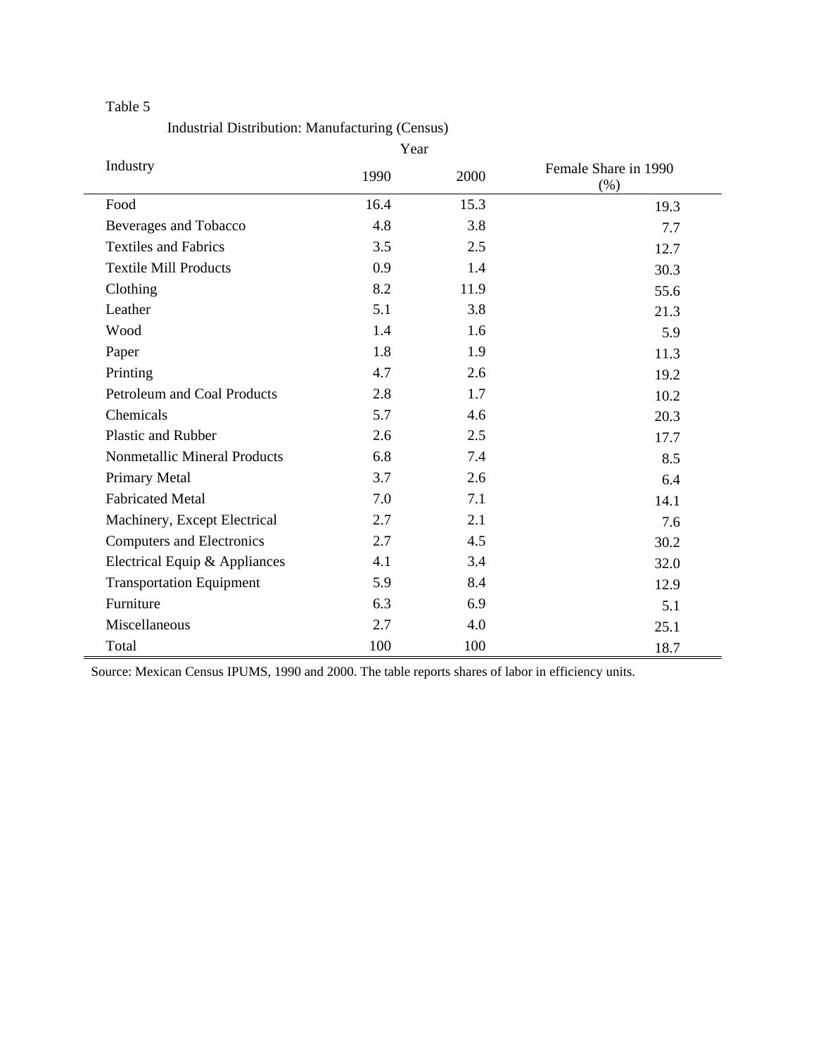Table 5

Industrial Distribution: Manufacturing (Census)

| Industry | Year 1990 | 2000 | Female Share in 1990 (%) |
|---|---|---|---|
| Food | 16.4 | 15.3 | 19.3 |
| Beverages and Tobacco | 4.8 | 3.8 | 7.7 |
| Textiles and Fabrics | 3.5 | 2.5 | 12.7 |
| Textile Mill Products | 0.9 | 1.4 | 30.3 |
| Clothing | 8.2 | 11.9 | 55.6 |
| Leather | 5.1 | 3.8 | 21.3 |
| Wood | 1.4 | 1.6 | 5.9 |
| Paper | 1.8 | 1.9 | 11.3 |
| Printing | 4.7 | 2.6 | 19.2 |
| Petroleum and Coal Products | 2.8 | 1.7 | 10.2 |
| Chemicals | 5.7 | 4.6 | 20.3 |
| Plastic and Rubber | 2.6 | 2.5 | 17.7 |
| Nonmetallic Mineral Products | 6.8 | 7.4 | 8.5 |
| Primary Metal | 3.7 | 2.6 | 6.4 |
| Fabricated Metal | 7.0 | 7.1 | 14.1 |
| Machinery, Except Electrical | 2.7 | 2.1 | 7.6 |
| Computers and Electronics | 2.7 | 4.5 | 30.2 |
| Electrical Equip & Appliances | 4.1 | 3.4 | 32.0 |
| Transportation Equipment | 5.9 | 8.4 | 12.9 |
| Furniture | 6.3 | 6.9 | 5.1 |
| Miscellaneous | 2.7 | 4.0 | 25.1 |
| Total | 100 | 100 | 18.7 |

Source: Mexican Census IPUMS, 1990 and 2000. The table reports shares of labor in efficiency units.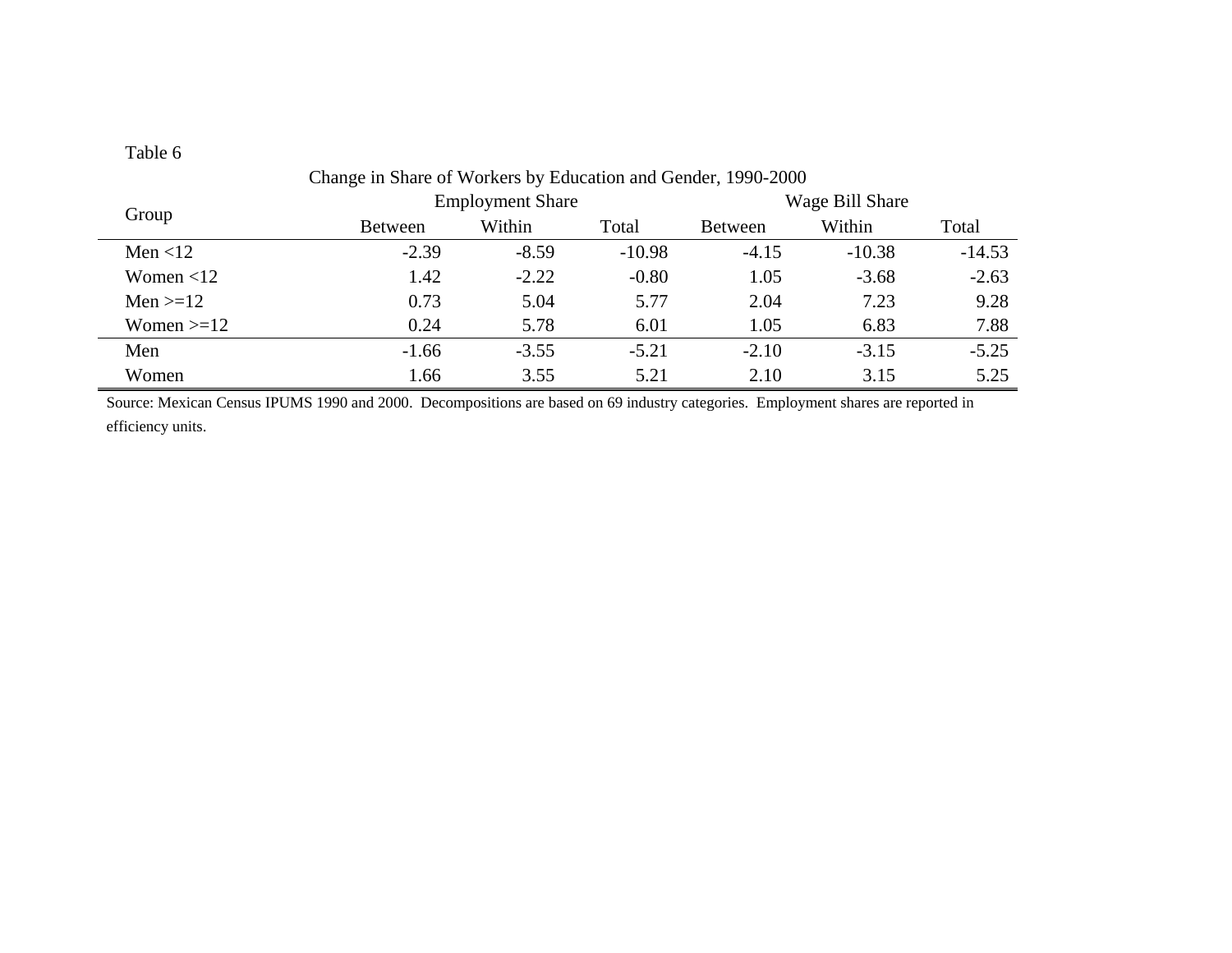Table 6

Change in Share of Workers by Education and Gender, 1990-2000

| Group | Employment Share | | | Wage Bill Share | | |
|---|---|---|---|---|---|---|
| | Between | Within | Total | Between | Within | Total |
| Men <12 | -2.39 | -8.59 | -10.98 | -4.15 | -10.38 | -14.53 |
| Women <12 | 1.42 | -2.22 | -0.80 | 1.05 | -3.68 | -2.63 |
| Men >=12 | 0.73 | 5.04 | 5.77 | 2.04 | 7.23 | 9.28 |
| Women >=12 | 0.24 | 5.78 | 6.01 | 1.05 | 6.83 | 7.88 |
| Men | -1.66 | -3.55 | -5.21 | -2.10 | -3.15 | -5.25 |
| Women | 1.66 | 3.55 | 5.21 | 2.10 | 3.15 | 5.25 |

Source: Mexican Census IPUMS 1990 and 2000. Decompositions are based on 69 industry categories. Employment shares are reported in efficiency units.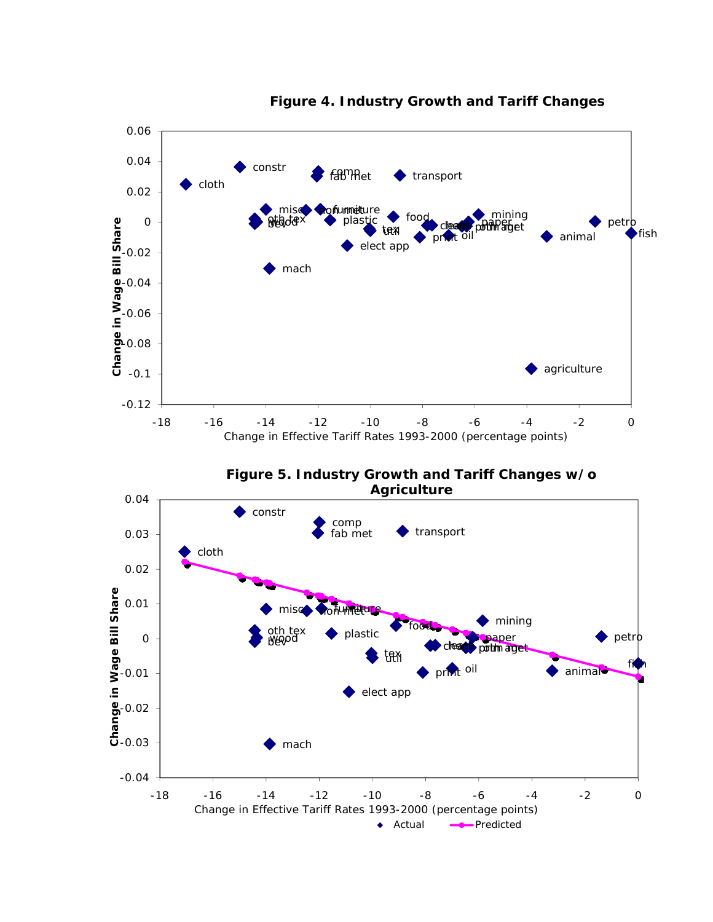**Figure 4. Industry Growth and Tariff Changes**

**Figure 5. Industry Growth and Tariff Changes w/o Agriculture**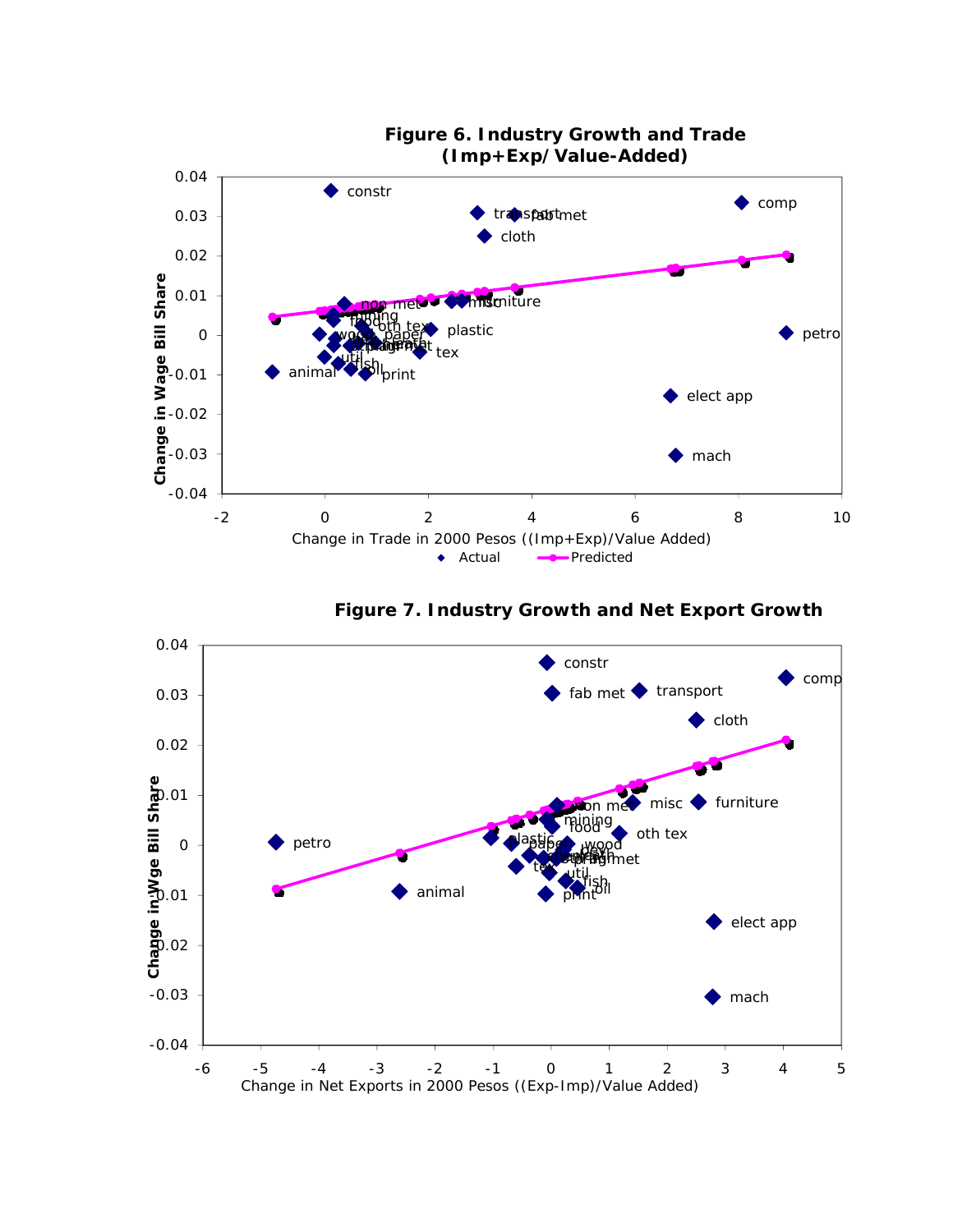**Figure 6. Industry Growth and Trade (Imp+Exp/Value-Added)**

**Figure 7. Industry Growth and Net Export Growth**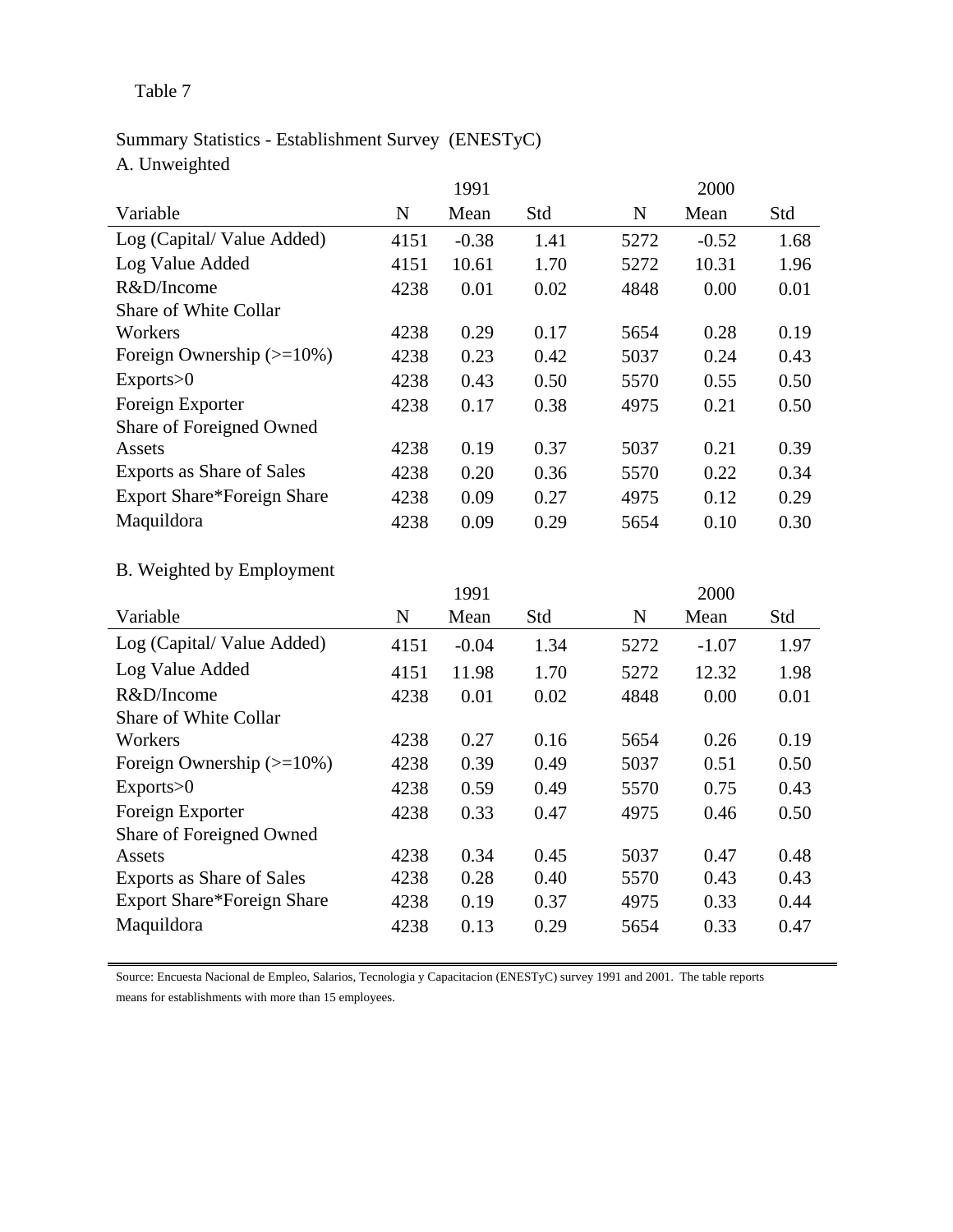Table 7

Summary Statistics - Establishment Survey (ENESTyC)

A. Unweighted

| | 1991 | | | 2000 | | |
|---|---|---|---|---|---|---|
| Variable | N | Mean | Std | N | Mean | Std |
| Log (Capital/ Value Added) | 4151 | -0.38 | 1.41 | 5272 | -0.52 | 1.68 |
| Log Value Added | 4151 | 10.61 | 1.70 | 5272 | 10.31 | 1.96 |
| R&D/Income | 4238 | 0.01 | 0.02 | 4848 | 0.00 | 0.01 |
| Share of White Collar Workers | 4238 | 0.29 | 0.17 | 5654 | 0.28 | 0.19 |
| Foreign Ownership (>=10%) | 4238 | 0.23 | 0.42 | 5037 | 0.24 | 0.43 |
| Exports>0 | 4238 | 0.43 | 0.50 | 5570 | 0.55 | 0.50 |
| Foreign Exporter | 4238 | 0.17 | 0.38 | 4975 | 0.21 | 0.50 |
| Share of Foreigned Owned Assets | 4238 | 0.19 | 0.37 | 5037 | 0.21 | 0.39 |
| Exports as Share of Sales | 4238 | 0.20 | 0.36 | 5570 | 0.22 | 0.34 |
| Export Share*Foreign Share | 4238 | 0.09 | 0.27 | 4975 | 0.12 | 0.29 |
| Maquildora | 4238 | 0.09 | 0.29 | 5654 | 0.10 | 0.30 |

B. Weighted by Employment

| | 1991 | | | 2000 | | |
|---|---|---|---|---|---|---|
| Variable | N | Mean | Std | N | Mean | Std |
| Log (Capital/ Value Added) | 4151 | -0.04 | 1.34 | 5272 | -1.07 | 1.97 |
| Log Value Added | 4151 | 11.98 | 1.70 | 5272 | 12.32 | 1.98 |
| R&D/Income | 4238 | 0.01 | 0.02 | 4848 | 0.00 | 0.01 |
| Share of White Collar Workers | 4238 | 0.27 | 0.16 | 5654 | 0.26 | 0.19 |
| Foreign Ownership (>=10%) | 4238 | 0.39 | 0.49 | 5037 | 0.51 | 0.50 |
| Exports>0 | 4238 | 0.59 | 0.49 | 5570 | 0.75 | 0.43 |
| Foreign Exporter | 4238 | 0.33 | 0.47 | 4975 | 0.46 | 0.50 |
| Share of Foreigned Owned Assets | 4238 | 0.34 | 0.45 | 5037 | 0.47 | 0.48 |
| Exports as Share of Sales | 4238 | 0.28 | 0.40 | 5570 | 0.43 | 0.43 |
| Export Share*Foreign Share | 4238 | 0.19 | 0.37 | 4975 | 0.33 | 0.44 |
| Maquildora | 4238 | 0.13 | 0.29 | 5654 | 0.33 | 0.47 |

Source: Encuesta Nacional de Empleo, Salarios, Tecnologia y Capacitacion (ENESTyC) survey 1991 and 2001. The table reports means for establishments with more than 15 employees.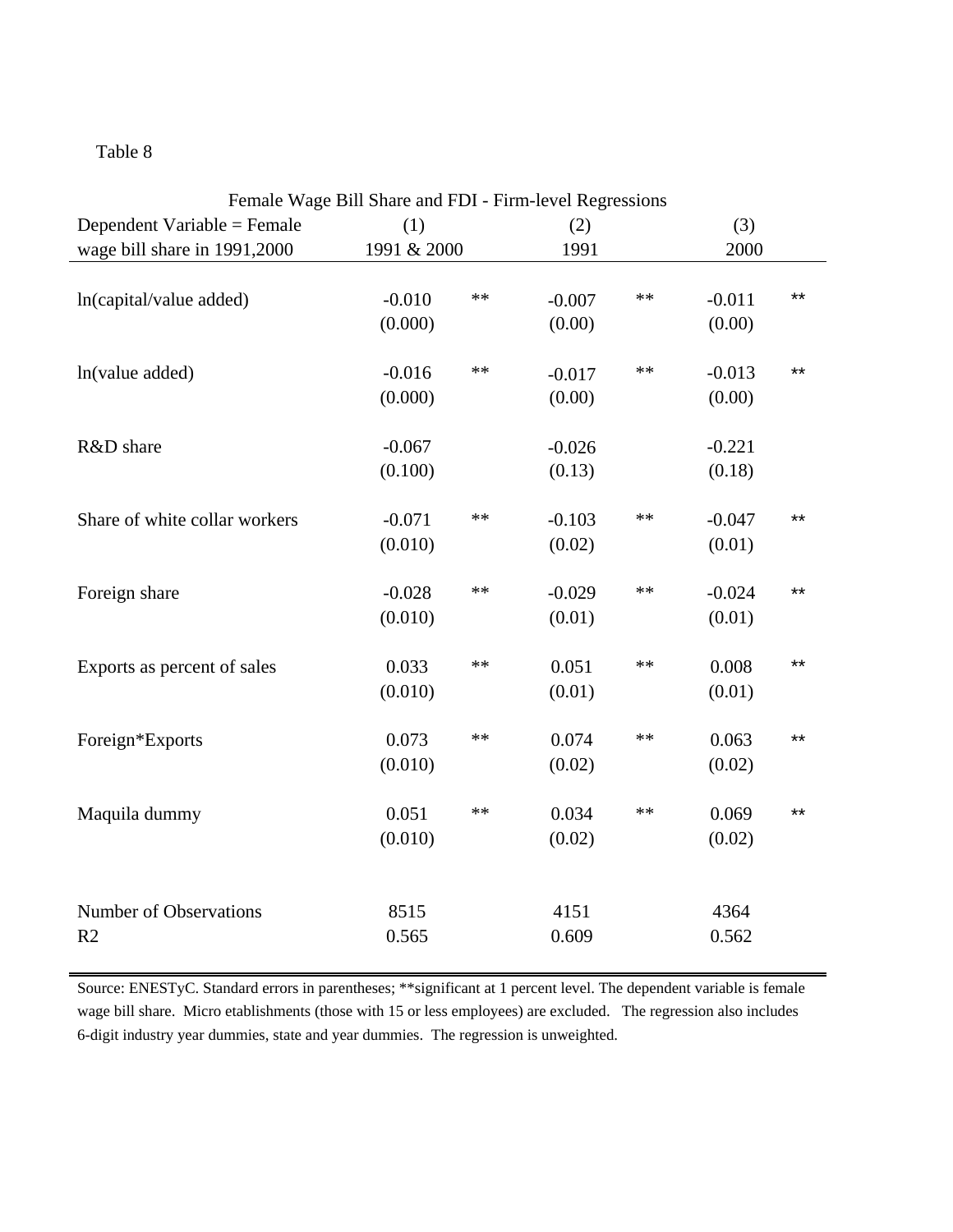Table 8

| Female Wage Bill Share and FDI - Firm-level Regressions | | | | | | |
|---|---|---|---|---|---|---|
| Dependent Variable = Female wage bill share in 1991,2000 | (1) 1991 & 2000 | | (2) 1991 | | (3) 2000 | |
| ln(capital/value added) | -0.010 | ** | -0.007 | ** | -0.011 | ** |
| | (0.000) | | (0.00) | | (0.00) | |
| ln(value added) | -0.016 | ** | -0.017 | ** | -0.013 | ** |
| | (0.000) | | (0.00) | | (0.00) | |
| R&D share | -0.067 | | -0.026 | | -0.221 | |
| | (0.100) | | (0.13) | | (0.18) | |
| Share of white collar workers | -0.071 | ** | -0.103 | ** | -0.047 | ** |
| | (0.010) | | (0.02) | | (0.01) | |
| Foreign share | -0.028 | ** | -0.029 | ** | -0.024 | ** |
| | (0.010) | | (0.01) | | (0.01) | |
| Exports as percent of sales | 0.033 | ** | 0.051 | ** | 0.008 | ** |
| | (0.010) | | (0.01) | | (0.01) | |
| Foreign*Exports | 0.073 | ** | 0.074 | ** | 0.063 | ** |
| | (0.010) | | (0.02) | | (0.02) | |
| Maquila dummy | 0.051 | ** | 0.034 | ** | 0.069 | ** |
| | (0.010) | | (0.02) | | (0.02) | |
| Number of Observations | 8515 | | 4151 | | 4364 | |
| R2 | 0.565 | | 0.609 | | 0.562 | |

Source: ENESTyC. Standard errors in parentheses; **significant at 1 percent level. The dependent variable is female wage bill share. Micro etablishments (those with 15 or less employees) are excluded. The regression also includes 6-digit industry year dummies, state and year dummies. The regression is unweighted.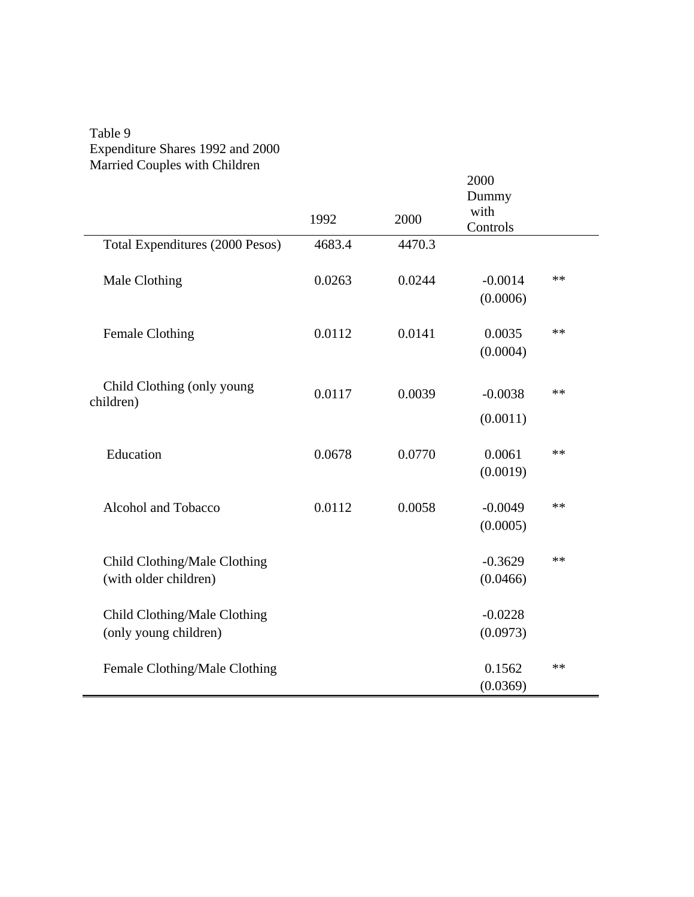Table 9
Expenditure Shares 1992 and 2000
Married Couples with Children

| | 1992 | 2000 | 2000 Dummy with Controls | |
|---|---|---|---|---|
| Total Expenditures (2000 Pesos) | 4683.4 | 4470.3 | | |
| Male Clothing | 0.0263 | 0.0244 | -0.0014 | ** |
| | | | (0.0006) | |
| Female Clothing | 0.0112 | 0.0141 | 0.0035 | ** |
| | | | (0.0004) | |
| Child Clothing (only young children) | 0.0117 | 0.0039 | -0.0038 | ** |
| | | | (0.0011) | |
| Education | 0.0678 | 0.0770 | 0.0061 | ** |
| | | | (0.0019) | |
| Alcohol and Tobacco | 0.0112 | 0.0058 | -0.0049 | ** |
| | | | (0.0005) | |
| Child Clothing/Male Clothing (with older children) | | | -0.3629 | ** |
| | | | (0.0466) | |
| Child Clothing/Male Clothing (only young children) | | | -0.0228 | |
| | | | (0.0973) | |
| Female Clothing/Male Clothing | | | 0.1562 | ** |
| | | | (0.0369) | |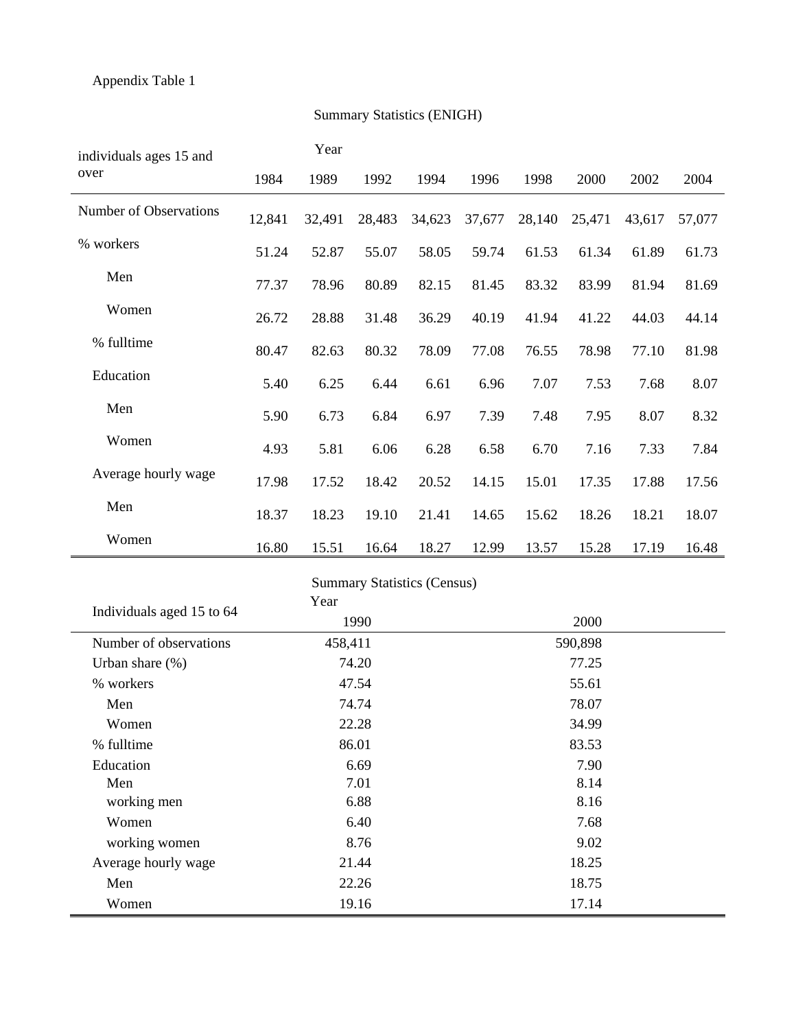Appendix Table 1

Summary Statistics (ENIGH)

| individuals ages 15 and over | Year 1984 | 1989 | 1992 | 1994 | 1996 | 1998 | 2000 | 2002 | 2004 |
|---|---|---|---|---|---|---|---|---|---|
| Number of Observations | 12,841 | 32,491 | 28,483 | 34,623 | 37,677 | 28,140 | 25,471 | 43,617 | 57,077 |
| % workers | 51.24 | 52.87 | 55.07 | 58.05 | 59.74 | 61.53 | 61.34 | 61.89 | 61.73 |
| Men | 77.37 | 78.96 | 80.89 | 82.15 | 81.45 | 83.32 | 83.99 | 81.94 | 81.69 |
| Women | 26.72 | 28.88 | 31.48 | 36.29 | 40.19 | 41.94 | 41.22 | 44.03 | 44.14 |
| % fulltime | 80.47 | 82.63 | 80.32 | 78.09 | 77.08 | 76.55 | 78.98 | 77.10 | 81.98 |
| Education | 5.40 | 6.25 | 6.44 | 6.61 | 6.96 | 7.07 | 7.53 | 7.68 | 8.07 |
| Men | 5.90 | 6.73 | 6.84 | 6.97 | 7.39 | 7.48 | 7.95 | 8.07 | 8.32 |
| Women | 4.93 | 5.81 | 6.06 | 6.28 | 6.58 | 6.70 | 7.16 | 7.33 | 7.84 |
| Average hourly wage | 17.98 | 17.52 | 18.42 | 20.52 | 14.15 | 15.01 | 17.35 | 17.88 | 17.56 |
| Men | 18.37 | 18.23 | 19.10 | 21.41 | 14.65 | 15.62 | 18.26 | 18.21 | 18.07 |
| Women | 16.80 | 15.51 | 16.64 | 18.27 | 12.99 | 13.57 | 15.28 | 17.19 | 16.48 |

Summary Statistics (Census)

| Individuals aged 15 to 64 | Year 1990 | 2000 |
|---|---|---|
| Number of observations | 458,411 | 590,898 |
| Urban share (%) | 74.20 | 77.25 |
| % workers | 47.54 | 55.61 |
| Men | 74.74 | 78.07 |
| Women | 22.28 | 34.99 |
| % fulltime | 86.01 | 83.53 |
| Education | 6.69 | 7.90 |
| Men | 7.01 | 8.14 |
| working men | 6.88 | 8.16 |
| Women | 6.40 | 7.68 |
| working women | 8.76 | 9.02 |
| Average hourly wage | 21.44 | 18.25 |
| Men | 22.26 | 18.75 |
| Women | 19.16 | 17.14 |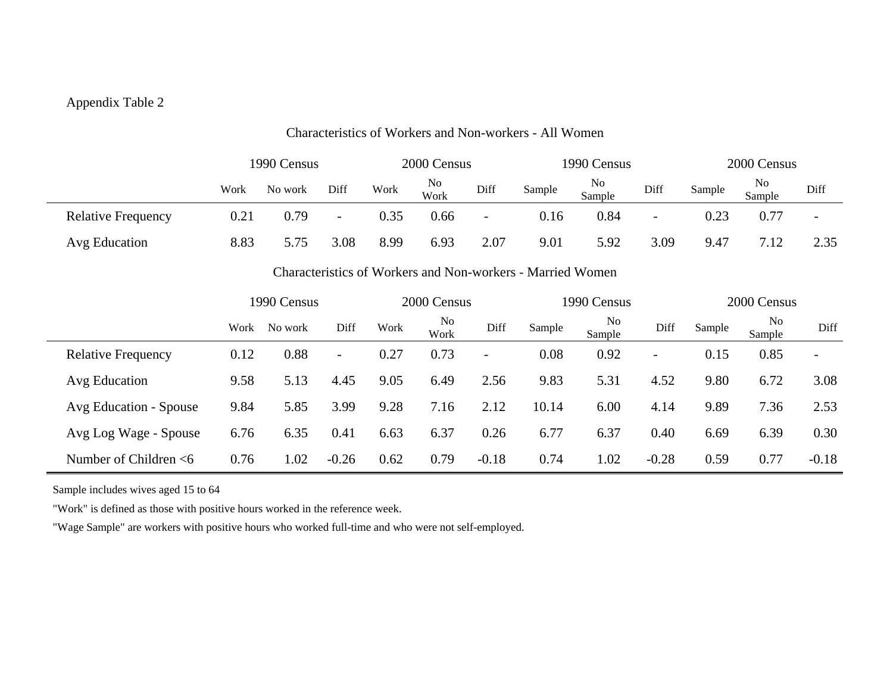Appendix Table 2

Characteristics of Workers and Non-workers - All Women

| | 1990 Census | | | 2000 Census | | | 1990 Census | | | 2000 Census | | |
|---|---|---|---|---|---|---|---|---|---|---|---|---|
| | Work | No work | Diff | Work | No Work | Diff | Sample | No Sample | Diff | Sample | No Sample | Diff |
| Relative Frequency | 0.21 | 0.79 | - | 0.35 | 0.66 | - | 0.16 | 0.84 | - | 0.23 | 0.77 | - |
| Avg Education | 8.83 | 5.75 | 3.08 | 8.99 | 6.93 | 2.07 | 9.01 | 5.92 | 3.09 | 9.47 | 7.12 | 2.35 |

Characteristics of Workers and Non-workers - Married Women

| | 1990 Census | | | 2000 Census | | | 1990 Census | | | 2000 Census | | |
|---|---|---|---|---|---|---|---|---|---|---|---|---|
| | Work | No work | Diff | Work | No Work | Diff | Sample | No Sample | Diff | Sample | No Sample | Diff |
| Relative Frequency | 0.12 | 0.88 | - | 0.27 | 0.73 | - | 0.08 | 0.92 | - | 0.15 | 0.85 | - |
| Avg Education | 9.58 | 5.13 | 4.45 | 9.05 | 6.49 | 2.56 | 9.83 | 5.31 | 4.52 | 9.80 | 6.72 | 3.08 |
| Avg Education - Spouse | 9.84 | 5.85 | 3.99 | 9.28 | 7.16 | 2.12 | 10.14 | 6.00 | 4.14 | 9.89 | 7.36 | 2.53 |
| Avg Log Wage - Spouse | 6.76 | 6.35 | 0.41 | 6.63 | 6.37 | 0.26 | 6.77 | 6.37 | 0.40 | 6.69 | 6.39 | 0.30 |
| Number of Children <6 | 0.76 | 1.02 | -0.26 | 0.62 | 0.79 | -0.18 | 0.74 | 1.02 | -0.28 | 0.59 | 0.77 | -0.18 |

Sample includes wives aged 15 to 64

"Work" is defined as those with positive hours worked in the reference week.

"Wage Sample" are workers with positive hours who worked full-time and who were not self-employed.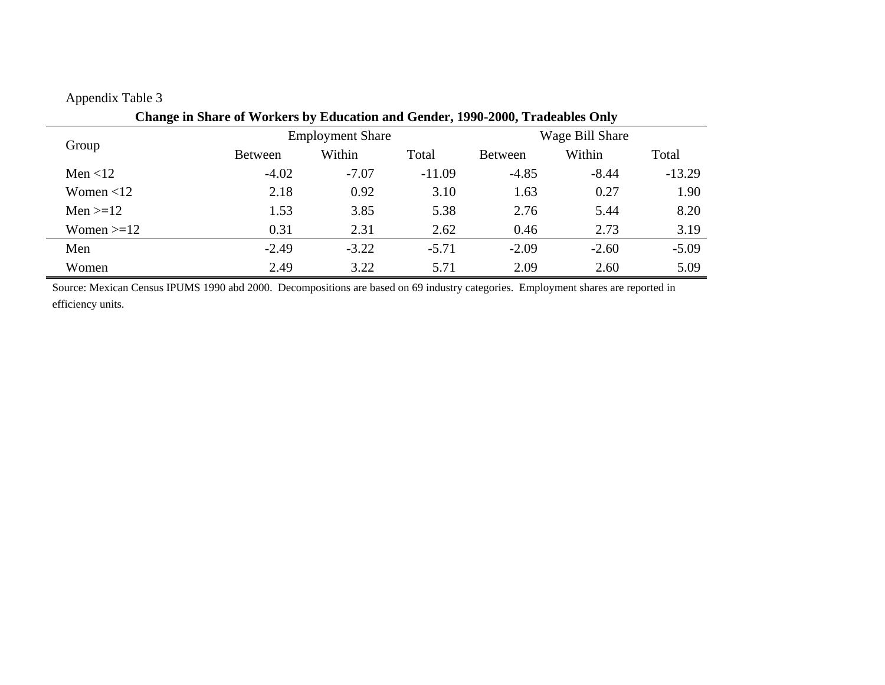Appendix Table 3

**Change in Share of Workers by Education and Gender, 1990-2000, Tradeables Only**

| Group | Employment Share | | | Wage Bill Share | | |
|---|---|---|---|---|---|---|
| | Between | Within | Total | Between | Within | Total |
| Men <12 | -4.02 | -7.07 | -11.09 | -4.85 | -8.44 | -13.29 |
| Women <12 | 2.18 | 0.92 | 3.10 | 1.63 | 0.27 | 1.90 |
| Men >=12 | 1.53 | 3.85 | 5.38 | 2.76 | 5.44 | 8.20 |
| Women >=12 | 0.31 | 2.31 | 2.62 | 0.46 | 2.73 | 3.19 |
| Men | -2.49 | -3.22 | -5.71 | -2.09 | -2.60 | -5.09 |
| Women | 2.49 | 3.22 | 5.71 | 2.09 | 2.60 | 5.09 |

Source: Mexican Census IPUMS 1990 abd 2000. Decompositions are based on 69 industry categories. Employment shares are reported in efficiency units.